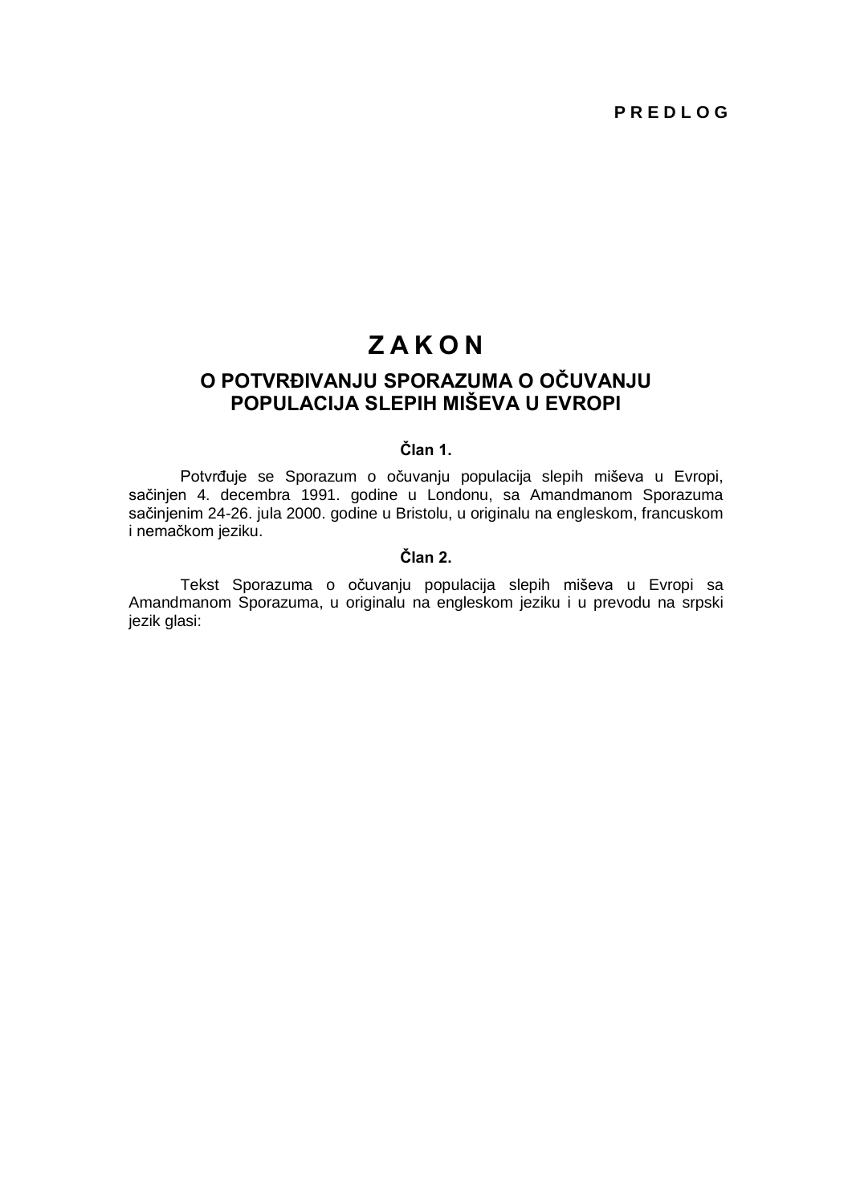**P R E D L O G**

# Z A K O N

## O POTVRĐIVANJU SPORAZUMA O OČUVANJU POPULACIJA SLEPIH MIŠEVA U EVROPI

### Član 1.

Potvrđuje se Sporazum o očuvanju populacija slepih miševa u Evropi, sačinjen 4. decembra 1991. godine u Londonu, sa Amandmanom Sporazuma sačinjenim 24-26. jula 2000. godine u Bristolu, u originalu na engleskom, francuskom i nemačkom jeziku.

### Član 2.

Tekst Sporazuma o očuvanju populacija slepih miševa u Evropi sa Amandmanom Sporazuma, u originalu na engleskom jeziku i u prevodu na srpski jezik glasi: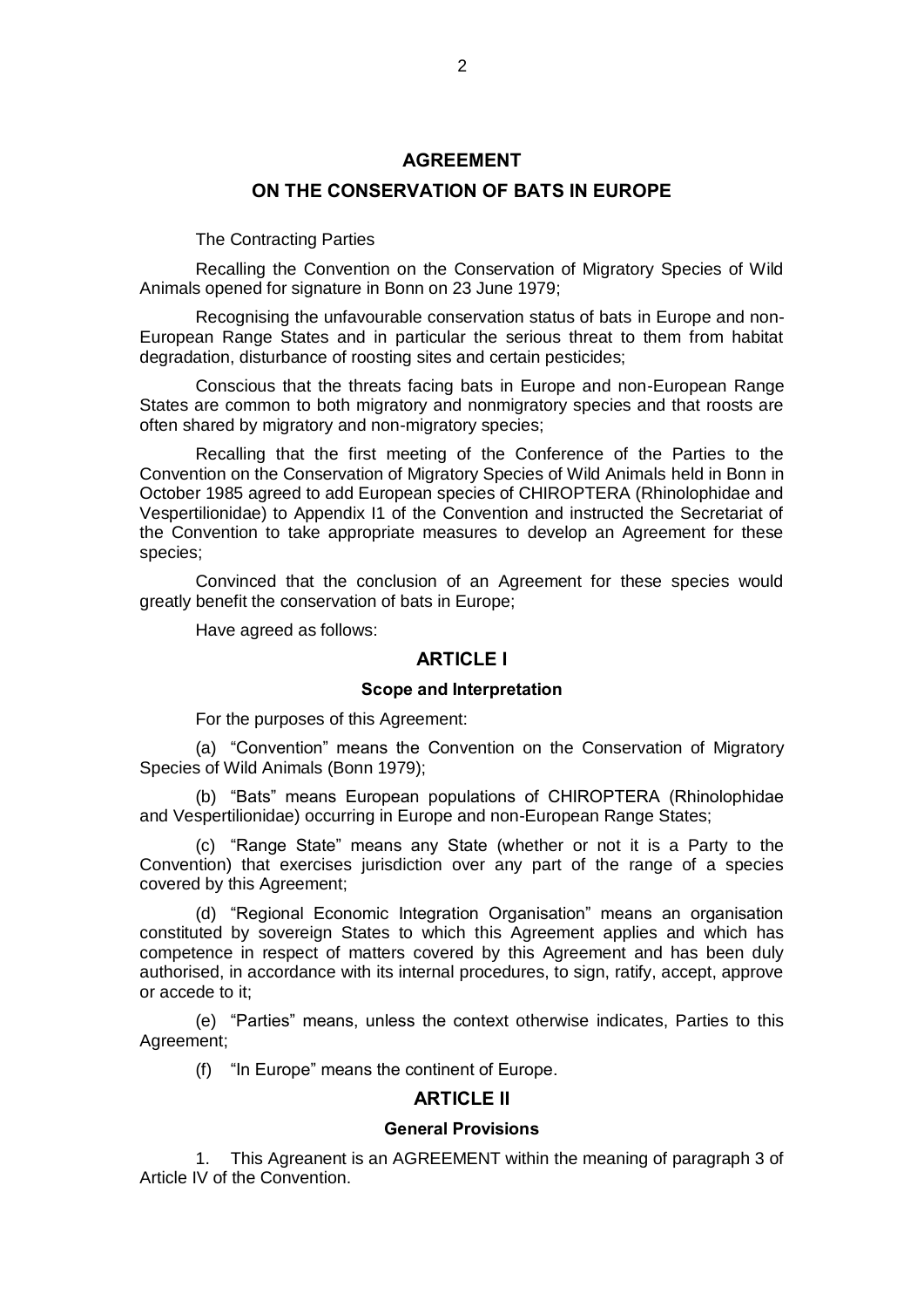# AGREEMENT

## ON THE CONSERVATION OF BATS IN EUROPE

The Contracting Parties

Recalling the Convention on the Conservation of Migratory Species of Wild Animals opened for signature in Bonn on 23 June 1979;

Recognising the unfavourable conservation status of bats in Europe and non-European Range States and in particular the serious threat to them from habitat degradation, disturbance of roosting sites and certain pesticides;

Conscious that the threats facing bats in Europe and non-European Range States are common to both migratory and nonmigratory species and that roosts are often shared by migratory and non-migratory species;

Recalling that the first meeting of the Conference of the Parties to the Convention on the Conservation of Migratory Species of Wild Animals held in Bonn in October 1985 agreed to add European species of CHIROPTERA (Rhinolophidae and Vespertilionidae) to Appendix I1 of the Convention and instructed the Secretariat of the Convention to take appropriate measures to develop an Agreement for these species;

Convinced that the conclusion of an Agreement for these species would greatly benefit the conservation of bats in Europe;

Have agreed as follows:

## ARTICLE I

### Scope and Interpretation

For the purposes of this Agreement:

(a) "Convention" means the Convention on the Conservation of Migratory Species of Wild Animals (Bonn 1979);

(b) "Bats" means European populations of CHIROPTERA (Rhinolophidae and Vespertilionidae) occurring in Europe and non-European Range States;

(c) "Range State" means any State (whether or not it is a Party to the Convention) that exercises jurisdiction over any part of the range of a species covered by this Agreement;

(d) "Regional Economic Integration Organisation" means an organisation constituted by sovereign States to which this Agreement applies and which has competence in respect of matters covered by this Agreement and has been duly authorised, in accordance with its internal procedures, to sign, ratify, accept, approve or accede to it;

(e) "Parties" means, unless the context otherwise indicates, Parties to this Agreement;

(f) "In Europe" means the continent of Europe.

## ARTICLE II

### General Provisions

1. This Agreanent is an AGREEMENT within the meaning of paragraph 3 of Article IV of the Convention.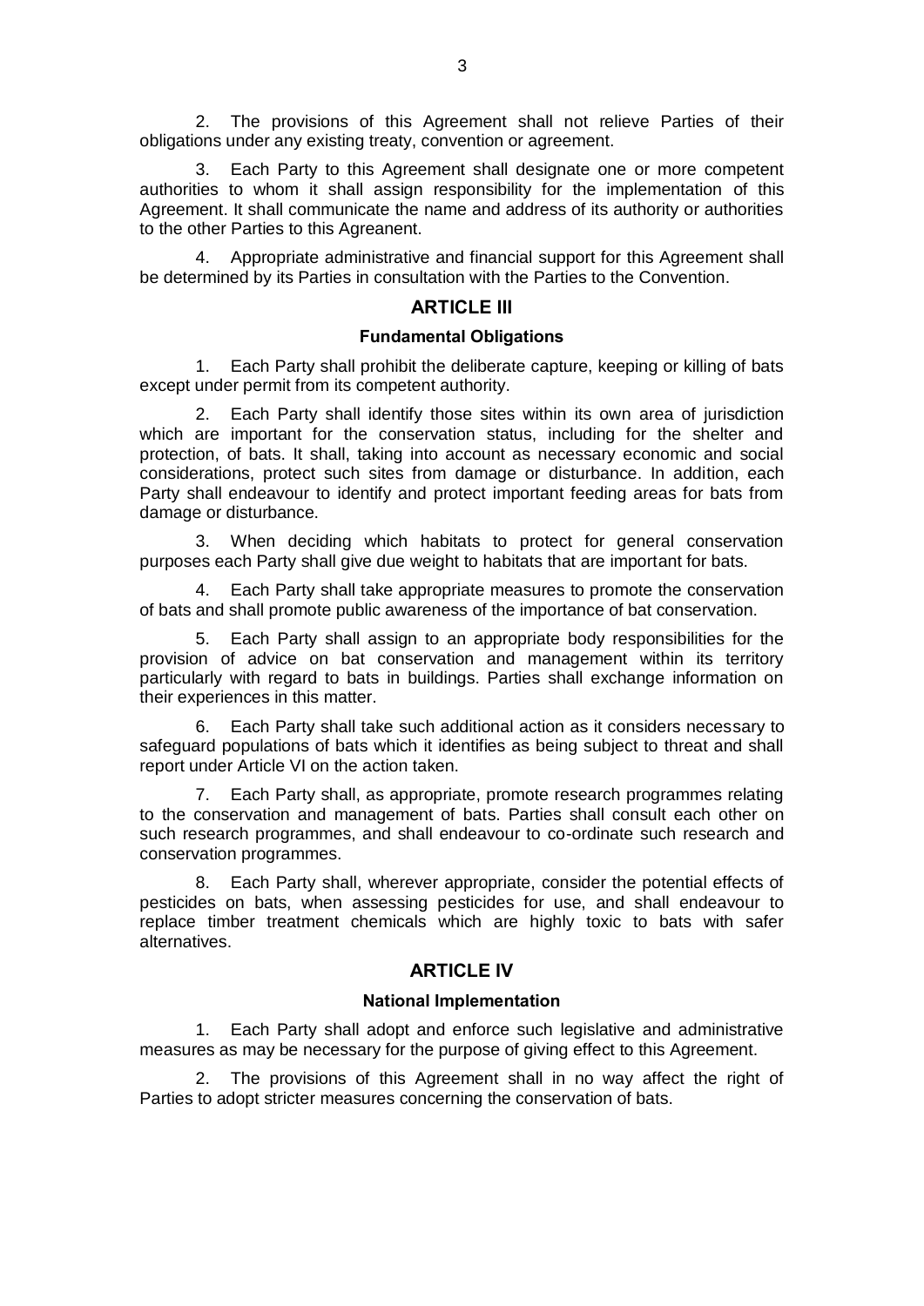2. The provisions of this Agreement shall not relieve Parties of their obligations under any existing treaty, convention or agreement.

3. Each Party to this Agreement shall designate one or more competent authorities to whom it shall assign responsibility for the implementation of this Agreement. It shall communicate the name and address of its authority or authorities to the other Parties to this Agreanent.

4. Appropriate administrative and financial support for this Agreement shall be determined by its Parties in consultation with the Parties to the Convention.

## ARTICLE III

### Fundamental Obligations

1. Each Party shall prohibit the deliberate capture, keeping or killing of bats except under permit from its competent authority.

2. Each Party shall identify those sites within its own area of jurisdiction which are important for the conservation status, including for the shelter and protection, of bats. It shall, taking into account as necessary economic and social considerations, protect such sites from damage or disturbance. In addition, each Party shall endeavour to identify and protect important feeding areas for bats from damage or disturbance.

3. When deciding which habitats to protect for general conservation purposes each Party shall give due weight to habitats that are important for bats.

4. Each Party shall take appropriate measures to promote the conservation of bats and shall promote public awareness of the importance of bat conservation.

5. Each Party shall assign to an appropriate body responsibilities for the provision of advice on bat conservation and management within its territory particularly with regard to bats in buildings. Parties shall exchange information on their experiences in this matter.

6. Each Party shall take such additional action as it considers necessary to safeguard populations of bats which it identifies as being subject to threat and shall report under Article VI on the action taken.

7. Each Party shall, as appropriate, promote research programmes relating to the conservation and management of bats. Parties shall consult each other on such research programmes, and shall endeavour to co-ordinate such research and conservation programmes.

8. Each Party shall, wherever appropriate, consider the potential effects of pesticides on bats, when assessing pesticides for use, and shall endeavour to replace timber treatment chemicals which are highly toxic to bats with safer alternatives.

## ARTICLE IV

### National Implementation

1. Each Party shall adopt and enforce such legislative and administrative measures as may be necessary for the purpose of giving effect to this Agreement.

2. The provisions of this Agreement shall in no way affect the right of Parties to adopt stricter measures concerning the conservation of bats.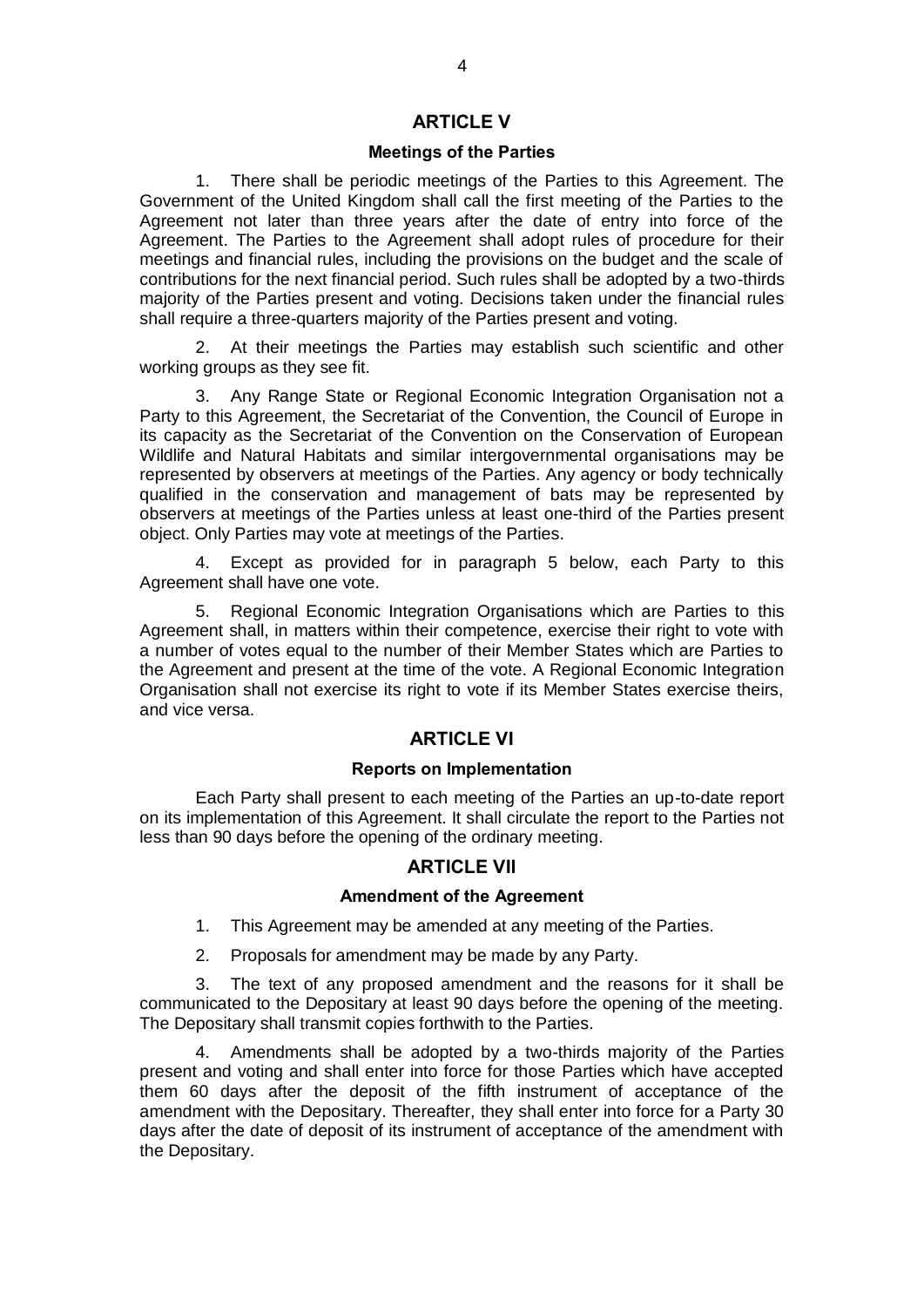## ARTICLE V

### Meetings of the Parties

1. There shall be periodic meetings of the Parties to this Agreement. The Government of the United Kingdom shall call the first meeting of the Parties to the Agreement not later than three years after the date of entry into force of the Agreement. The Parties to the Agreement shall adopt rules of procedure for their meetings and financial rules, including the provisions on the budget and the scale of contributions for the next financial period. Such rules shall be adopted by a two-thirds majority of the Parties present and voting. Decisions taken under the financial rules shall require a three-quarters majority of the Parties present and voting.

2. At their meetings the Parties may establish such scientific and other working groups as they see fit.

3. Any Range State or Regional Economic Integration Organisation not a Party to this Agreement, the Secretariat of the Convention, the Council of Europe in its capacity as the Secretariat of the Convention on the Conservation of European Wildlife and Natural Habitats and similar intergovernmental organisations may be represented by observers at meetings of the Parties. Any agency or body technically qualified in the conservation and management of bats may be represented by observers at meetings of the Parties unless at least one-third of the Parties present object. Only Parties may vote at meetings of the Parties.

4. Except as provided for in paragraph 5 below, each Party to this Agreement shall have one vote.

5. Regional Economic Integration Organisations which are Parties to this Agreement shall, in matters within their competence, exercise their right to vote with a number of votes equal to the number of their Member States which are Parties to the Agreement and present at the time of the vote. A Regional Economic Integration Organisation shall not exercise its right to vote if its Member States exercise theirs, and vice versa.

## ARTICLE VI

### Reports on Implementation

Each Party shall present to each meeting of the Parties an up-to-date report on its implementation of this Agreement. It shall circulate the report to the Parties not less than 90 days before the opening of the ordinary meeting.

## ARTICLE VII

### Amendment of the Agreement

1. This Agreement may be amended at any meeting of the Parties.

2. Proposals for amendment may be made by any Party.

3. The text of any proposed amendment and the reasons for it shall be communicated to the Depositary at least 90 days before the opening of the meeting. The Depositary shall transmit copies forthwith to the Parties.

4. Amendments shall be adopted by a two-thirds majority of the Parties present and voting and shall enter into force for those Parties which have accepted them 60 days after the deposit of the fifth instrument of acceptance of the amendment with the Depositary. Thereafter, they shall enter into force for a Party 30 days after the date of deposit of its instrument of acceptance of the amendment with the Depositary.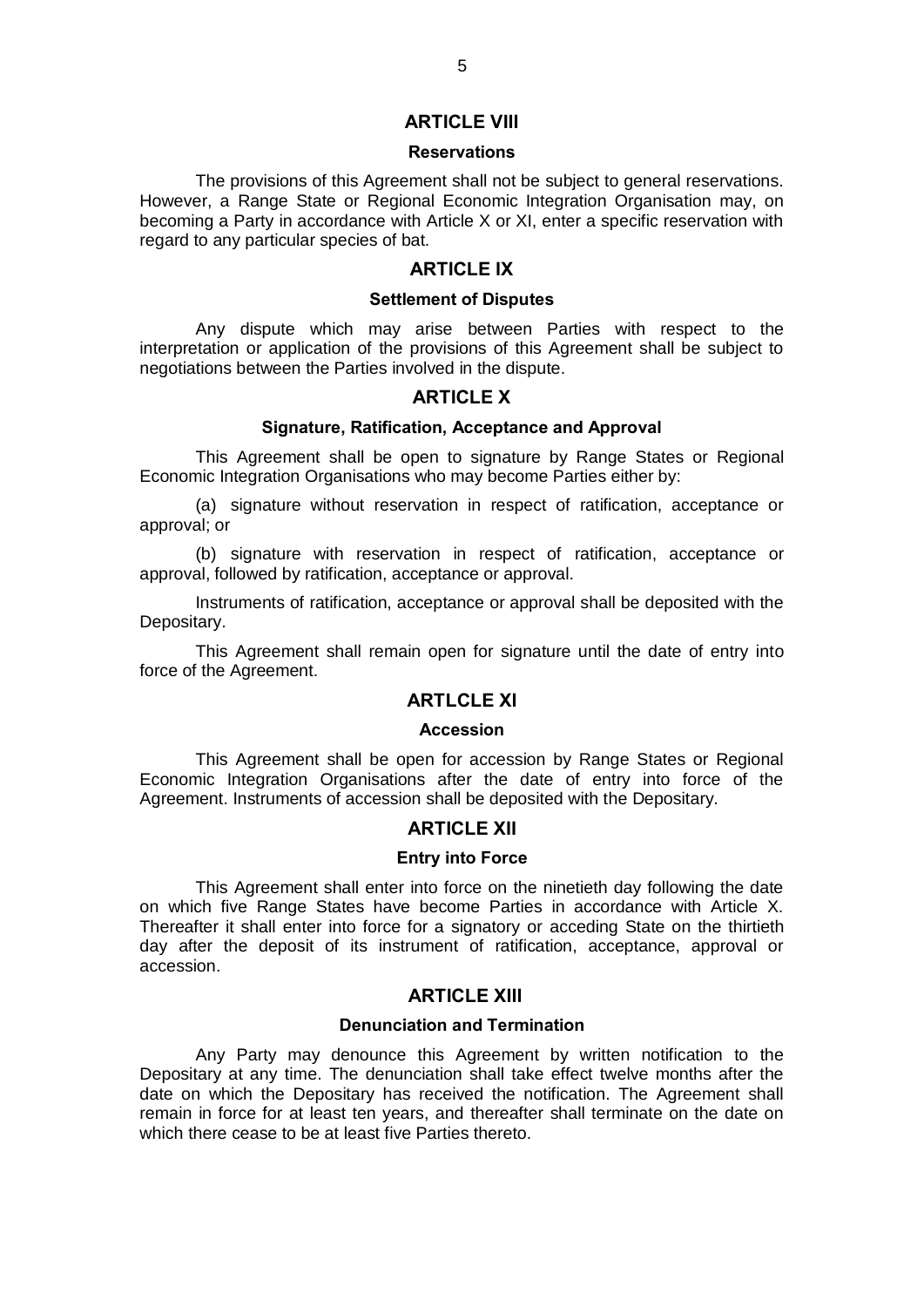## ARTICLE VIII

### Reservations

The provisions of this Agreement shall not be subject to general reservations. However, a Range State or Regional Economic Integration Organisation may, on becoming a Party in accordance with Article X or XI, enter a specific reservation with regard to any particular species of bat.

## ARTICLE IX

### Settlement of Disputes

Any dispute which may arise between Parties with respect to the interpretation or application of the provisions of this Agreement shall be subject to negotiations between the Parties involved in the dispute.

## ARTICLE X

### Signature, Ratification, Acceptance and Approval

This Agreement shall be open to signature by Range States or Regional Economic Integration Organisations who may become Parties either by:

(a) signature without reservation in respect of ratification, acceptance or approval; or

(b) signature with reservation in respect of ratification, acceptance or approval, followed by ratification, acceptance or approval.

Instruments of ratification, acceptance or approval shall be deposited with the Depositary.

This Agreement shall remain open for signature until the date of entry into force of the Agreement.

## ARTLCLE XI

### Accession

This Agreement shall be open for accession by Range States or Regional Economic Integration Organisations after the date of entry into force of the Agreement. Instruments of accession shall be deposited with the Depositary.

## ARTICLE XII

### Entry into Force

This Agreement shall enter into force on the ninetieth day following the date on which five Range States have become Parties in accordance with Article X. Thereafter it shall enter into force for a signatory or acceding State on the thirtieth day after the deposit of its instrument of ratification, acceptance, approval or accession.

## ARTICLE XIII

### Denunciation and Termination

Any Party may denounce this Agreement by written notification to the Depositary at any time. The denunciation shall take effect twelve months after the date on which the Depositary has received the notification. The Agreement shall remain in force for at least ten years, and thereafter shall terminate on the date on which there cease to be at least five Parties thereto.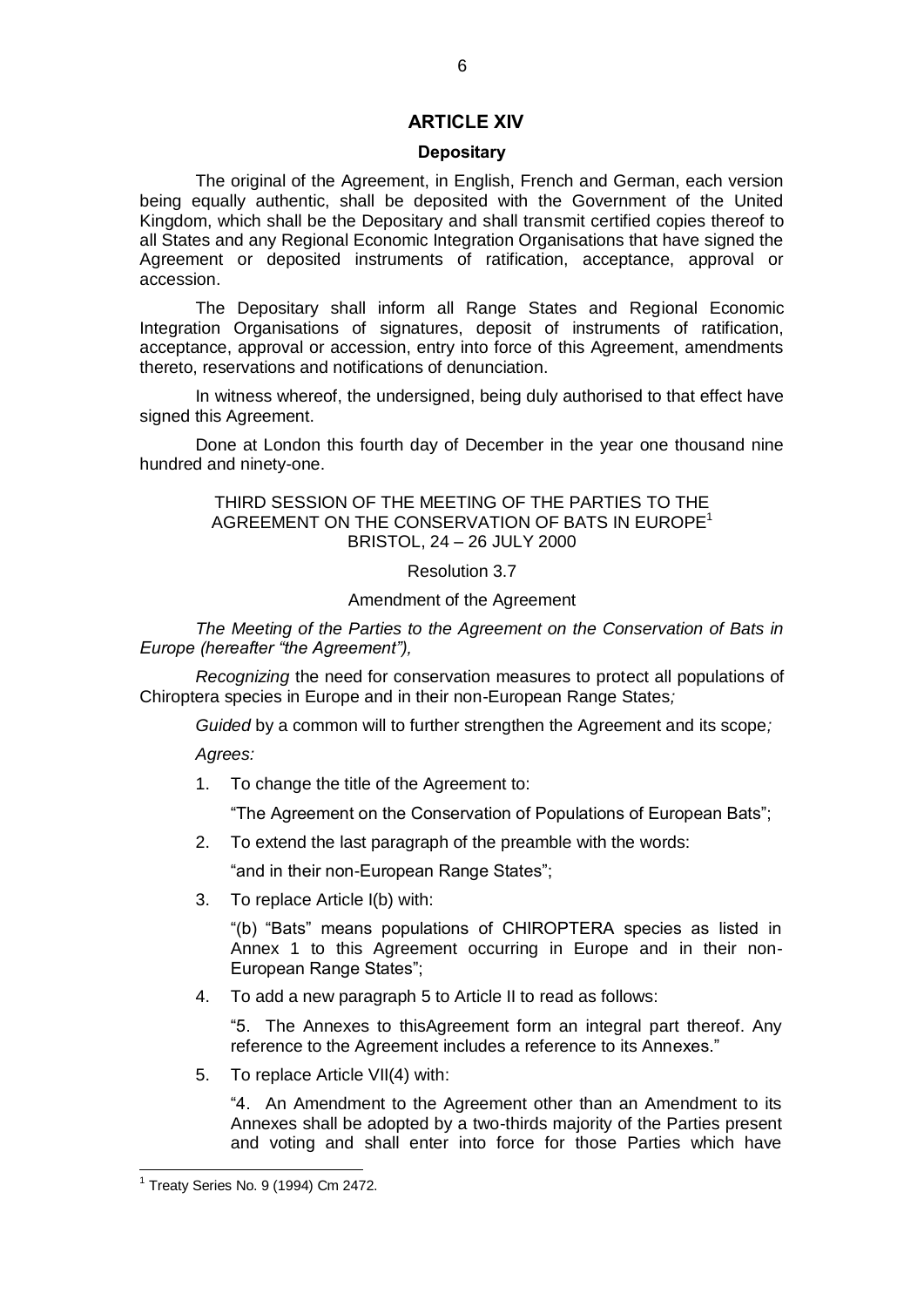## ARTICLE XIV

### Depositary

The original of the Agreement, in English, French and German, each version being equally authentic, shall be deposited with the Government of the United Kingdom, which shall be the Depositary and shall transmit certified copies thereof to all States and any Regional Economic Integration Organisations that have signed the Agreement or deposited instruments of ratification, acceptance, approval or accession.

The Depositary shall inform all Range States and Regional Economic Integration Organisations of signatures, deposit of instruments of ratification, acceptance, approval or accession, entry into force of this Agreement, amendments thereto, reservations and notifications of denunciation.

In witness whereof, the undersigned, being duly authorised to that effect have signed this Agreement.

Done at London this fourth day of December in the year one thousand nine hundred and ninety-one.

THIRD SESSION OF THE MEETING OF THE PARTIES TO THE AGREEMENT ON THE CONSERVATION OF BATS IN EUROPE[1]
BRISTOL, 24 – 26 JULY 2000

Resolution 3.7

Amendment of the Agreement

*The Meeting of the Parties to the Agreement on the Conservation of Bats in Europe (hereafter "the Agreement"),*

*Recognizing* the need for conservation measures to protect all populations of Chiroptera species in Europe and in their non-European Range States*;*

*Guided* by a common will to further strengthen the Agreement and its scope*;*

*Agrees:*

1. To change the title of the Agreement to:

   "The Agreement on the Conservation of Populations of European Bats";

2. To extend the last paragraph of the preamble with the words:

   "and in their non-European Range States";

3. To replace Article I(b) with:

   "(b) "Bats" means populations of CHIROPTERA species as listed in Annex 1 to this Agreement occurring in Europe and in their non-European Range States";

4. To add a new paragraph 5 to Article II to read as follows:

   "5. The Annexes to thisAgreement form an integral part thereof. Any reference to the Agreement includes a reference to its Annexes."

5. To replace Article VII(4) with:

   "4. An Amendment to the Agreement other than an Amendment to its Annexes shall be adopted by a two-thirds majority of the Parties present and voting and shall enter into force for those Parties which have

[1] Treaty Series No. 9 (1994) Cm 2472.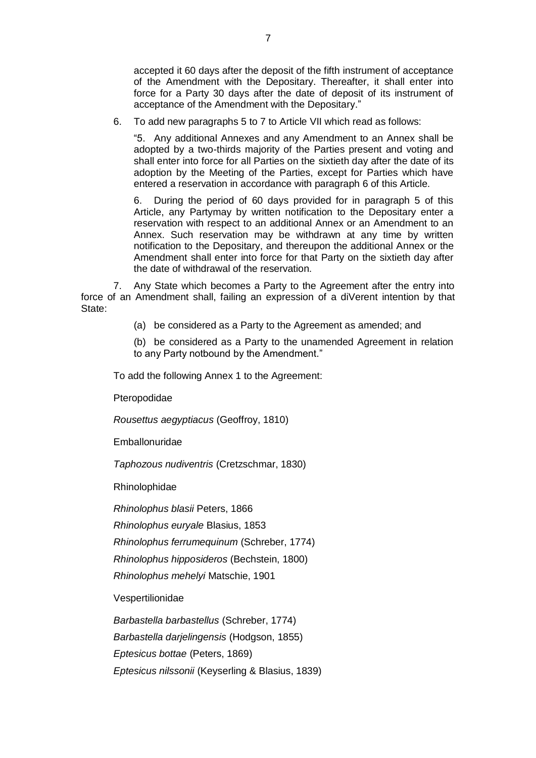accepted it 60 days after the deposit of the fifth instrument of acceptance of the Amendment with the Depositary. Thereafter, it shall enter into force for a Party 30 days after the date of deposit of its instrument of acceptance of the Amendment with the Depositary."

6. To add new paragraphs 5 to 7 to Article VII which read as follows:

"5. Any additional Annexes and any Amendment to an Annex shall be adopted by a two-thirds majority of the Parties present and voting and shall enter into force for all Parties on the sixtieth day after the date of its adoption by the Meeting of the Parties, except for Parties which have entered a reservation in accordance with paragraph 6 of this Article.

6. During the period of 60 days provided for in paragraph 5 of this Article, any Partymay by written notification to the Depositary enter a reservation with respect to an additional Annex or an Amendment to an Annex. Such reservation may be withdrawn at any time by written notification to the Depositary, and thereupon the additional Annex or the Amendment shall enter into force for that Party on the sixtieth day after the date of withdrawal of the reservation.

7. Any State which becomes a Party to the Agreement after the entry into force of an Amendment shall, failing an expression of a diVerent intention by that State:

(a) be considered as a Party to the Agreement as amended; and

(b) be considered as a Party to the unamended Agreement in relation to any Party notbound by the Amendment."

To add the following Annex 1 to the Agreement:

Pteropodidae

*Rousettus aegyptiacus* (Geoffroy, 1810)

Emballonuridae

*Taphozous nudiventris* (Cretzschmar, 1830)

Rhinolophidae

*Rhinolophus blasii* Peters, 1866

*Rhinolophus euryale* Blasius, 1853

*Rhinolophus ferrumequinum* (Schreber, 1774)

*Rhinolophus hipposideros* (Bechstein, 1800)

*Rhinolophus mehelyi* Matschie, 1901

Vespertilionidae

*Barbastella barbastellus* (Schreber, 1774)

*Barbastella darjelingensis* (Hodgson, 1855)

*Eptesicus bottae* (Peters, 1869)

*Eptesicus nilssonii* (Keyserling & Blasius, 1839)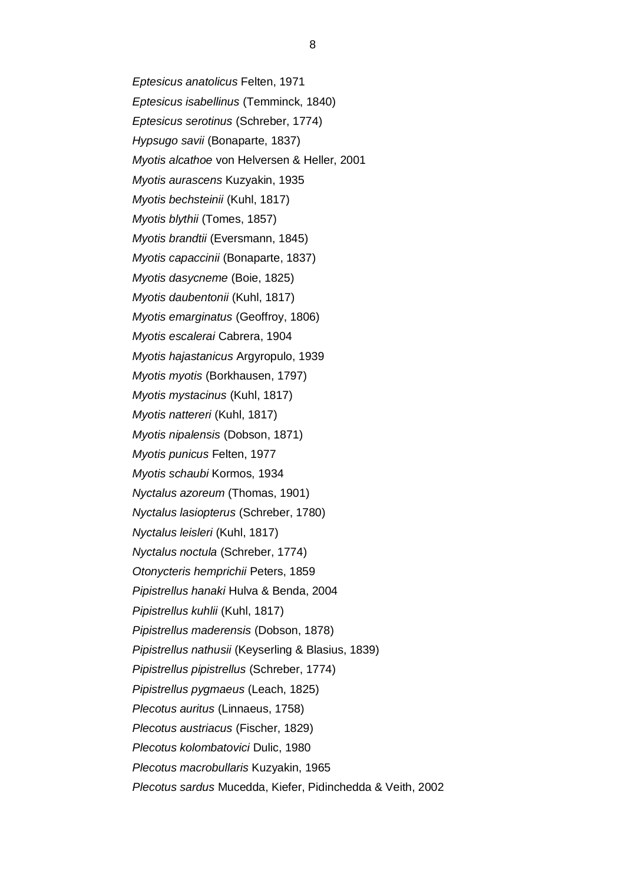*Eptesicus anatolicus* Felten, 1971

*Eptesicus isabellinus* (Temminck, 1840)

*Eptesicus serotinus* (Schreber, 1774)

*Hypsugo savii* (Bonaparte, 1837)

*Myotis alcathoe* von Helversen & Heller, 2001

*Myotis aurascens* Kuzyakin, 1935

*Myotis bechsteinii* (Kuhl, 1817)

*Myotis blythii* (Tomes, 1857)

*Myotis brandtii* (Eversmann, 1845)

*Myotis capaccinii* (Bonaparte, 1837)

*Myotis dasycneme* (Boie, 1825)

*Myotis daubentonii* (Kuhl, 1817)

*Myotis emarginatus* (Geoffroy, 1806)

*Myotis escalerai* Cabrera, 1904

*Myotis hajastanicus* Argyropulo, 1939

*Myotis myotis* (Borkhausen, 1797)

*Myotis mystacinus* (Kuhl, 1817)

*Myotis nattereri* (Kuhl, 1817)

*Myotis nipalensis* (Dobson, 1871)

*Myotis punicus* Felten, 1977

*Myotis schaubi* Kormos, 1934

*Nyctalus azoreum* (Thomas, 1901)

*Nyctalus lasiopterus* (Schreber, 1780)

*Nyctalus leisleri* (Kuhl, 1817)

*Nyctalus noctula* (Schreber, 1774)

*Otonycteris hemprichii* Peters, 1859

*Pipistrellus hanaki* Hulva & Benda, 2004

*Pipistrellus kuhlii* (Kuhl, 1817)

*Pipistrellus maderensis* (Dobson, 1878)

*Pipistrellus nathusii* (Keyserling & Blasius, 1839)

*Pipistrellus pipistrellus* (Schreber, 1774)

*Pipistrellus pygmaeus* (Leach, 1825)

*Plecotus auritus* (Linnaeus, 1758)

*Plecotus austriacus* (Fischer, 1829)

*Plecotus kolombatovici* Dulic, 1980

*Plecotus macrobullaris* Kuzyakin, 1965

*Plecotus sardus* Mucedda, Kiefer, Pidinchedda & Veith, 2002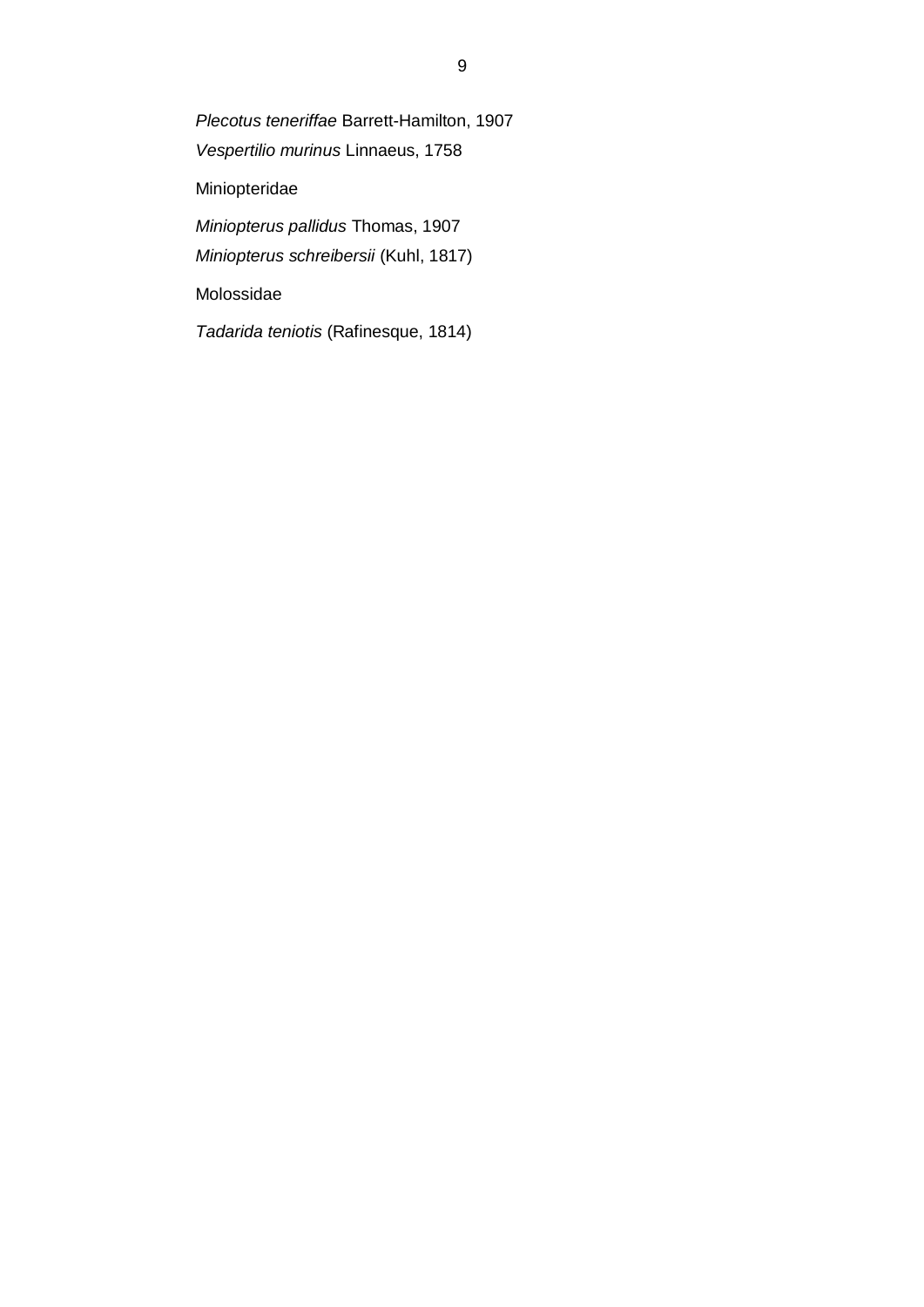*Plecotus teneriffae* Barrett-Hamilton, 1907

*Vespertilio murinus* Linnaeus, 1758

Miniopteridae

*Miniopterus pallidus* Thomas, 1907

*Miniopterus schreibersii* (Kuhl, 1817)

Molossidae

*Tadarida teniotis* (Rafinesque, 1814)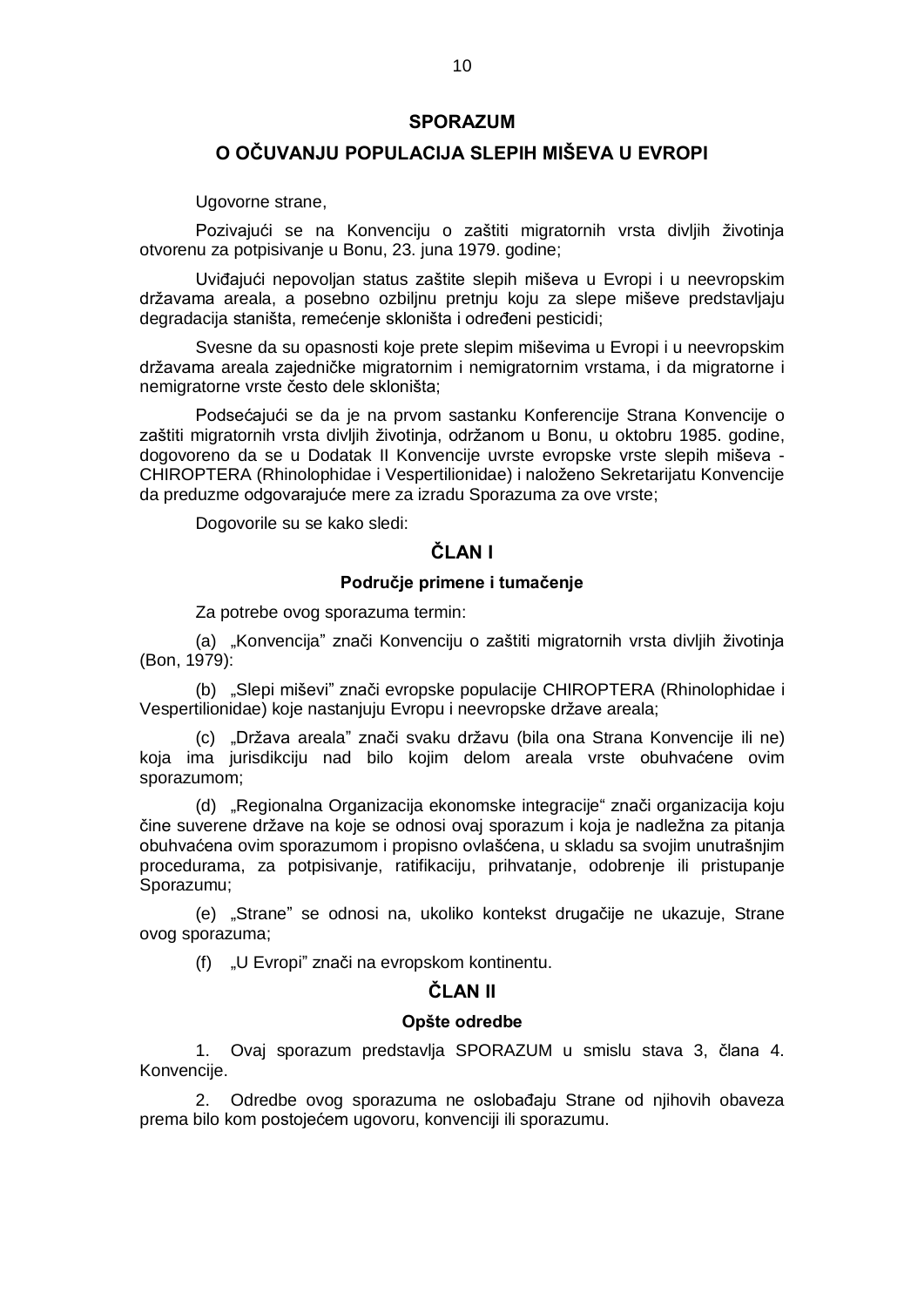## SPORAZUM

## O OČUVANJU POPULACIJA SLEPIH MIŠEVA U EVROPI

Ugovorne strane,

Pozivajući se na Konvenciju o zaštiti migratornih vrsta divljih životinja otvorenu za potpisivanje u Bonu, 23. juna 1979. godine;

Uviđajući nepovoljan status zaštite slepih miševa u Evropi i u neevropskim državama areala, a posebno ozbiljnu pretnju koju za slepe miševe predstavljaju degradacija staništa, remećenje skloništa i određeni pesticidi;

Svesne da su opasnosti koje prete slepim miševima u Evropi i u neevropskim državama areala zajedničke migratornim i nemigratornim vrstama, i da migratorne i nemigratorne vrste često dele skloništa;

Podsećajući se da je na prvom sastanku Konferencije Strana Konvencije o zaštiti migratornih vrsta divljih životinja, održanom u Bonu, u oktobru 1985. godine, dogovoreno da se u Dodatak II Konvencije uvrste evropske vrste slepih miševa - CHIROPTERA (Rhinolophidae i Vespertilionidae) i naloženo Sekretarijatu Konvencije da preduzme odgovarajuće mere za izradu Sporazuma za ove vrste;

Dogovorile su se kako sledi:

### ČLAN I

#### Područje primene i tumačenje

Za potrebe ovog sporazuma termin:

(a) „Konvencija" znači Konvenciju o zaštiti migratornih vrsta divljih životinja (Bon, 1979):

(b) „Slepi miševi" znači evropske populacije CHIROPTERA (Rhinolophidae i Vespertilionidae) koje nastanjuju Evropu i neevropske države areala;

(c) „Država areala" znači svaku državu (bila ona Strana Konvencije ili ne) koja ima jurisdikciju nad bilo kojim delom areala vrste obuhvaćene ovim sporazumom;

(d) „Regionalna Organizacija ekonomske integracije" znači organizacija koju čine suverene države na koje se odnosi ovaj sporazum i koja je nadležna za pitanja obuhvaćena ovim sporazumom i propisno ovlašćena, u skladu sa svojim unutrašnjim procedurama, za potpisivanje, ratifikaciju, prihvatanje, odobrenje ili pristupanje Sporazumu;

(e) „Strane" se odnosi na, ukoliko kontekst drugačije ne ukazuje, Strane ovog sporazuma;

(f) „U Evropi" znači na evropskom kontinentu.

### ČLAN II

#### Opšte odredbe

1. Ovaj sporazum predstavlja SPORAZUM u smislu stava 3, člana 4. Konvencije.

2. Odredbe ovog sporazuma ne oslobađaju Strane od njihovih obaveza prema bilo kom postojećem ugovoru, konvenciji ili sporazumu.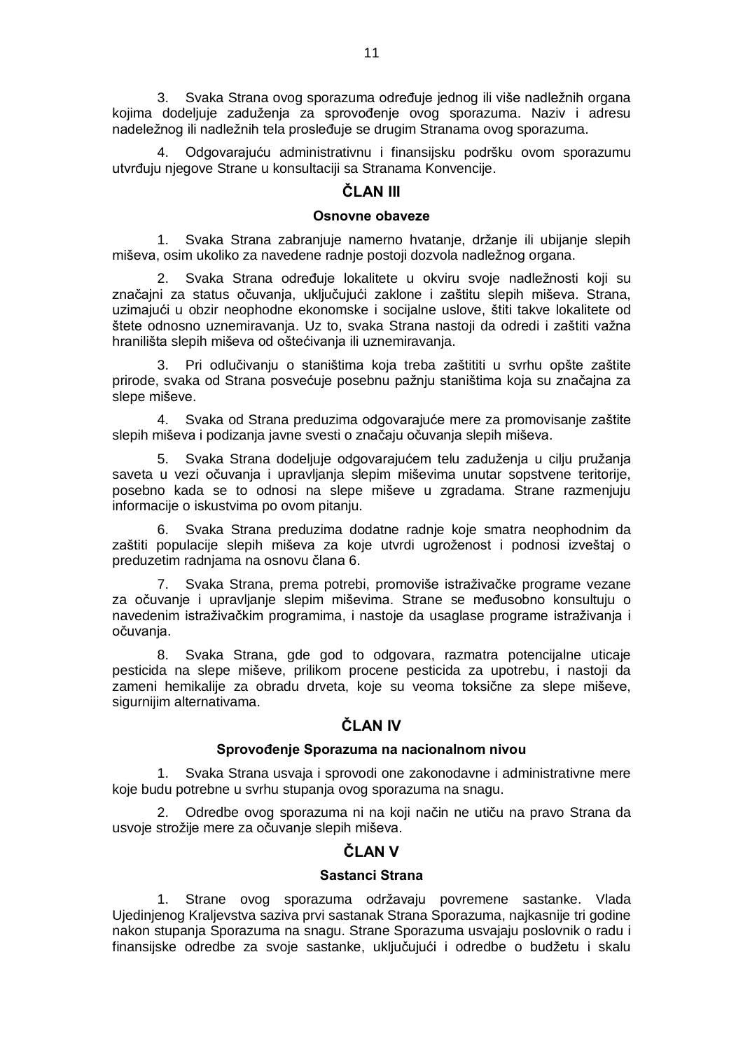3. Svaka Strana ovog sporazuma određuje jednog ili više nadležnih organa kojima dodeljuje zaduženja za sprovođenje ovog sporazuma. Naziv i adresu nadeležnog ili nadležnih tela prosleđuje se drugim Stranama ovog sporazuma.

4. Odgovarajuću administrativnu i finansijsku podršku ovom sporazumu utvrđuju njegove Strane u konsultaciji sa Stranama Konvencije.

## ČLAN III

### Osnovne obaveze

1. Svaka Strana zabranjuje namerno hvatanje, držanje ili ubijanje slepih miševa, osim ukoliko za navedene radnje postoji dozvola nadležnog organa.

2. Svaka Strana određuje lokalitete u okviru svoje nadležnosti koji su značajni za status očuvanja, uključujući zaklone i zaštitu slepih miševa. Strana, uzimajući u obzir neophodne ekonomske i socijalne uslove, štiti takve lokalitete od štete odnosno uznemiravanja. Uz to, svaka Strana nastoji da odredi i zaštiti važna hranilišta slepih miševa od oštećivanja ili uznemiravanja.

3. Pri odlučivanju o staništima koja treba zaštititi u svrhu opšte zaštite prirode, svaka od Strana posvećuje posebnu pažnju staništima koja su značajna za slepe miševe.

4. Svaka od Strana preduzima odgovarajuće mere za promovisanje zaštite slepih miševa i podizanja javne svesti o značaju očuvanja slepih miševa.

5. Svaka Strana dodeljuje odgovarajućem telu zaduženja u cilju pružanja saveta u vezi očuvanja i upravljanja slepim miševima unutar sopstvene teritorije, posebno kada se to odnosi na slepe miševe u zgradama. Strane razmenjuju informacije o iskustvima po ovom pitanju.

6. Svaka Strana preduzima dodatne radnje koje smatra neophodnim da zaštiti populacije slepih miševa za koje utvrdi ugroženost i podnosi izveštaj o preduzetim radnjama na osnovu člana 6.

7. Svaka Strana, prema potrebi, promoviše istraživačke programe vezane za očuvanje i upravljanje slepim miševima. Strane se međusobno konsultuju o navedenim istraživačkim programima, i nastoje da usaglase programe istraživanja i očuvanja.

8. Svaka Strana, gde god to odgovara, razmatra potencijalne uticaje pesticida na slepe miševe, prilikom procene pesticida za upotrebu, i nastoji da zameni hemikalije za obradu drveta, koje su veoma toksične za slepe miševe, sigurnijim alternativama.

## ČLAN IV

### Sprovođenje Sporazuma na nacionalnom nivou

1. Svaka Strana usvaja i sprovodi one zakonodavne i administrativne mere koje budu potrebne u svrhu stupanja ovog sporazuma na snagu.

2. Odredbe ovog sporazuma ni na koji način ne utiču na pravo Strana da usvoje strožije mere za očuvanje slepih miševa.

## ČLAN V

### Sastanci Strana

1. Strane ovog sporazuma održavaju povremene sastanke. Vlada Ujedinjenog Kraljevstva saziva prvi sastanak Strana Sporazuma, najkasnije tri godine nakon stupanja Sporazuma na snagu. Strane Sporazuma usvajaju poslovnik o radu i finansijske odredbe za svoje sastanke, uključujući i odredbe o budžetu i skalu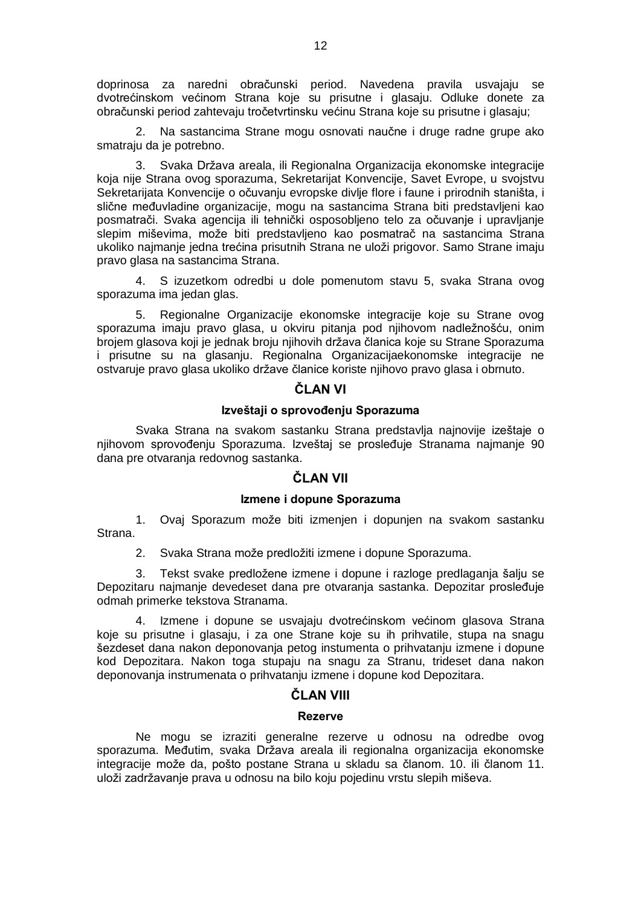doprinosa za naredni obračunski period. Navedena pravila usvajaju se dvotrećinskom većinom Strana koje su prisutne i glasaju. Odluke donete za obračunski period zahtevaju tročetvrtinsku većinu Strana koje su prisutne i glasaju;

2. Na sastancima Strane mogu osnovati naučne i druge radne grupe ako smatraju da je potrebno.

3. Svaka Država areala, ili Regionalna Organizacija ekonomske integracije koja nije Strana ovog sporazuma, Sekretarijat Konvencije, Savet Evrope, u svojstvu Sekretarijata Konvencije o očuvanju evropske divlje flore i faune i prirodnih staništa, i slične međuvladine organizacije, mogu na sastancima Strana biti predstavljeni kao posmatrači. Svaka agencija ili tehnički osposobljeno telo za očuvanje i upravljanje slepim miševima, može biti predstavljeno kao posmatrač na sastancima Strana ukoliko najmanje jedna trećina prisutnih Strana ne uloži prigovor. Samo Strane imaju pravo glasa na sastancima Strana.

4. S izuzetkom odredbi u dole pomenutom stavu 5, svaka Strana ovog sporazuma ima jedan glas.

5. Regionalne Organizacije ekonomske integracije koje su Strane ovog sporazuma imaju pravo glasa, u okviru pitanja pod njihovom nadležnošću, onim brojem glasova koji je jednak broju njihovih država članica koje su Strane Sporazuma i prisutne su na glasanju. Regionalna Organizacijaekonomske integracije ne ostvaruje pravo glasa ukoliko države članice koriste njihovo pravo glasa i obrnuto.

## ČLAN VI

### Izveštaji o sprovođenju Sporazuma

Svaka Strana na svakom sastanku Strana predstavlja najnovije izeštaje o njihovom sprovođenju Sporazuma. Izveštaj se prosleđuje Stranama najmanje 90 dana pre otvaranja redovnog sastanka.

## ČLAN VII

### Izmene i dopune Sporazuma

1. Ovaj Sporazum može biti izmenjen i dopunjen na svakom sastanku Strana.

2. Svaka Strana može predložiti izmene i dopune Sporazuma.

3. Tekst svake predložene izmene i dopune i razloge predlaganja šalju se Depozitaru najmanje devedeset dana pre otvaranja sastanka. Depozitar prosleđuje odmah primerke tekstova Stranama.

4. Izmene i dopune se usvajaju dvotrećinskom većinom glasova Strana koje su prisutne i glasaju, i za one Strane koje su ih prihvatile, stupa na snagu šezdeset dana nakon deponovanja petog instumenta o prihvatanju izmene i dopune kod Depozitara. Nakon toga stupaju na snagu za Stranu, trideset dana nakon deponovanja instrumenata o prihvatanju izmene i dopune kod Depozitara.

## ČLAN VIII

### Rezerve

Ne mogu se izraziti generalne rezerve u odnosu na odredbe ovog sporazuma. Međutim, svaka Država areala ili regionalna organizacija ekonomske integracije može da, pošto postane Strana u skladu sa članom. 10. ili članom 11. uloži zadržavanje prava u odnosu na bilo koju pojedinu vrstu slepih miševa.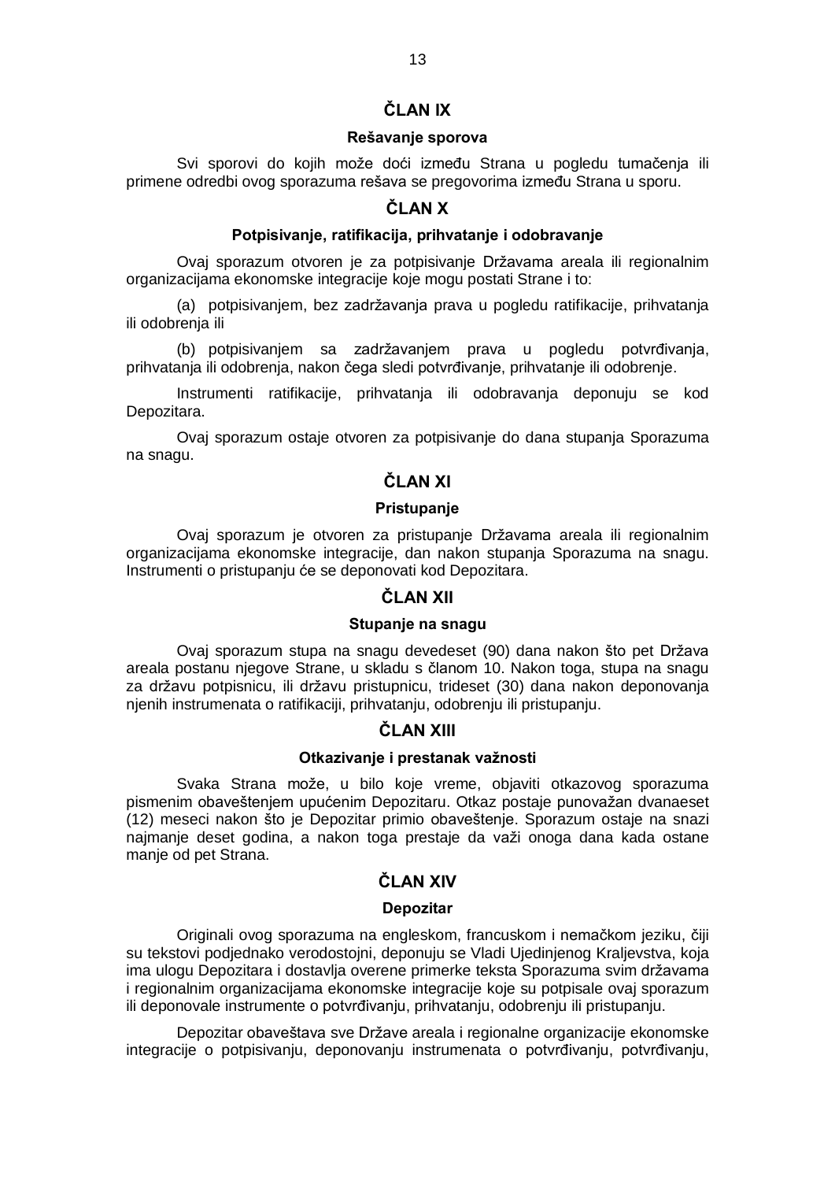## ČLAN IX

### Rešavanje sporova

Svi sporovi do kojih može doći između Strana u pogledu tumačenja ili primene odredbi ovog sporazuma rešava se pregovorima između Strana u sporu.

## ČLAN X

### Potpisivanje, ratifikacija, prihvatanje i odobravanje

Ovaj sporazum otvoren je za potpisivanje Državama areala ili regionalnim organizacijama ekonomske integracije koje mogu postati Strane i to:

(a) potpisivanjem, bez zadržavanja prava u pogledu ratifikacije, prihvatanja ili odobrenja ili

(b) potpisivanjem sa zadržavanjem prava u pogledu potvrđivanja, prihvatanja ili odobrenja, nakon čega sledi potvrđivanje, prihvatanje ili odobrenje.

Instrumenti ratifikacije, prihvatanja ili odobravanja deponuju se kod Depozitara.

Ovaj sporazum ostaje otvoren za potpisivanje do dana stupanja Sporazuma na snagu.

## ČLAN XI

### Pristupanje

Ovaj sporazum je otvoren za pristupanje Državama areala ili regionalnim organizacijama ekonomske integracije, dan nakon stupanja Sporazuma na snagu. Instrumenti o pristupanju će se deponovati kod Depozitara.

## ČLAN XII

### Stupanje na snagu

Ovaj sporazum stupa na snagu devedeset (90) dana nakon što pet Država areala postanu njegove Strane, u skladu s članom 10. Nakon toga, stupa na snagu za državu potpisnicu, ili državu pristupnicu, trideset (30) dana nakon deponovanja njenih instrumenata o ratifikaciji, prihvatanju, odobrenju ili pristupanju.

## ČLAN XIII

### Otkazivanje i prestanak važnosti

Svaka Strana može, u bilo koje vreme, objaviti otkazovog sporazuma pismenim obaveštenjem upućenim Depozitaru. Otkaz postaje punovažan dvanaeset (12) meseci nakon što je Depozitar primio obaveštenje. Sporazum ostaje na snazi najmanje deset godina, a nakon toga prestaje da važi onoga dana kada ostane manje od pet Strana.

## ČLAN XIV

### Depozitar

Originali ovog sporazuma na engleskom, francuskom i nemačkom jeziku, čiji su tekstovi podjednako verodostojni, deponuju se Vladi Ujedinjenog Kraljevstva, koja ima ulogu Depozitara i dostavlja overene primerke teksta Sporazuma svim državama i regionalnim organizacijama ekonomske integracije koje su potpisale ovaj sporazum ili deponovale instrumente o potvrđivanju, prihvatanju, odobrenju ili pristupanju.

Depozitar obaveštava sve Države areala i regionalne organizacije ekonomske integracije o potpisivanju, deponovanju instrumenata o potvrđivanju, potvrđivanju,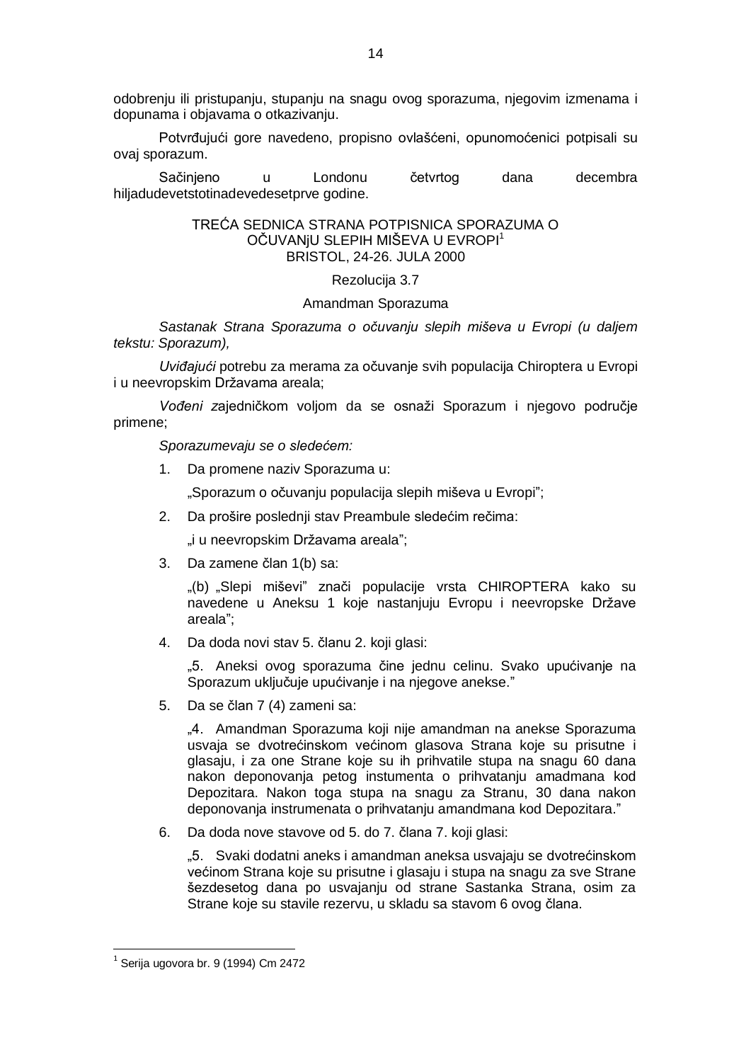odobrenju ili pristupanju, stupanju na snagu ovog sporazuma, njegovim izmenama i dopunama i objavama o otkazivanju.

Potvrđujući gore navedeno, propisno ovlašćeni, opunomoćenici potpisali su ovaj sporazum.

Sačinjeno u Londonu četvrtog dana decembra hiljadudevetstotinadevedesetprve godine.

TREĆA SEDNICA STRANA POTPISNICA SPORAZUMA O OČUVANjU SLEPIH MIŠEVA U EVROPI[1]
BRISTOL, 24-26. JULA 2000

Rezolucija 3.7

Amandman Sporazuma

*Sastanak Strana Sporazuma o očuvanju slepih miševa u Evropi (u daljem tekstu: Sporazum),*

*Uviđajući* potrebu za merama za očuvanje svih populacija Chiroptera u Evropi i u neevropskim Državama areala;

*Vođeni z*ajedničkom voljom da se osnaži Sporazum i njegovo područje primene;

*Sporazumevaju se o sledećem:*

1. Da promene naziv Sporazuma u:

   „Sporazum o očuvanju populacija slepih miševa u Evropi";

2. Da prošire poslednji stav Preambule sledećim rečima:

   „i u neevropskim Državama areala";

3. Da zamene član 1(b) sa:

   „(b) „Slepi miševi" znači populacije vrsta CHIROPTERA kako su navedene u Aneksu 1 koje nastanjuju Evropu i neevropske Države areala";

4. Da doda novi stav 5. članu 2. koji glasi:

   „5. Aneksi ovog sporazuma čine jednu celinu. Svako upućivanje na Sporazum uključuje upućivanje i na njegove anekse."

5. Da se član 7 (4) zameni sa:

   „4. Amandman Sporazuma koji nije amandman na anekse Sporazuma usvaja se dvotrećinskom većinom glasova Strana koje su prisutne i glasaju, i za one Strane koje su ih prihvatile stupa na snagu 60 dana nakon deponovanja petog instumenta o prihvatanju amadmana kod Depozitara. Nakon toga stupa na snagu za Stranu, 30 dana nakon deponovanja instrumenata o prihvatanju amandmana kod Depozitara."

6. Da doda nove stavove od 5. do 7. člana 7. koji glasi:

   „5. Svaki dodatni aneks i amandman aneksa usvajaju se dvotrećinskom većinom Strana koje su prisutne i glasaju i stupa na snagu za sve Strane šezdesetog dana po usvajanju od strane Sastanka Strana, osim za Strane koje su stavile rezervu, u skladu sa stavom 6 ovog člana.

---

[1] Serija ugovora br. 9 (1994) Cm 2472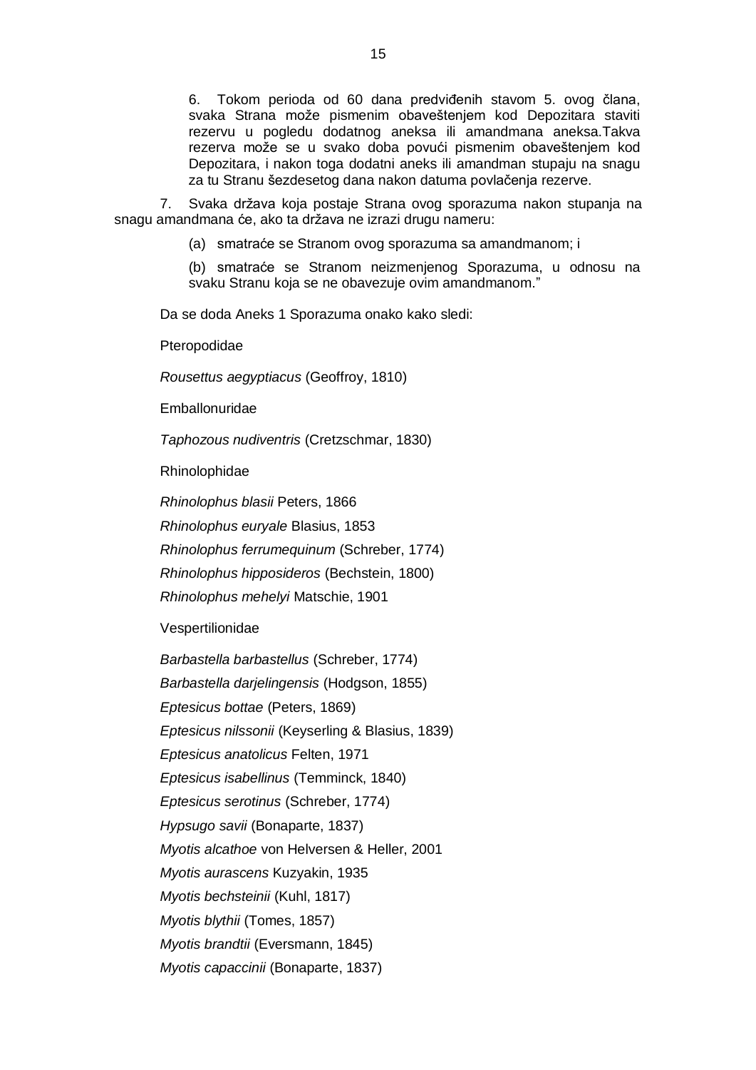6. Tokom perioda od 60 dana predviđenih stavom 5. ovog člana, svaka Strana može pismenim obaveštenjem kod Depozitara staviti rezervu u pogledu dodatnog aneksa ili amandmana aneksa.Takva rezerva može se u svako doba povući pismenim obaveštenjem kod Depozitara, i nakon toga dodatni aneks ili amandman stupaju na snagu za tu Stranu šezdesetog dana nakon datuma povlačenja rezerve.

7. Svaka država koja postaje Strana ovog sporazuma nakon stupanja na snagu amandmana će, ako ta država ne izrazi drugu nameru:

(a) smatraće se Stranom ovog sporazuma sa amandmanom; i

(b) smatraće se Stranom neizmenjenog Sporazuma, u odnosu na svaku Stranu koja se ne obavezuje ovim amandmanom."

Da se doda Aneks 1 Sporazuma onako kako sledi:

Pteropodidae

*Rousettus aegyptiacus* (Geoffroy, 1810)

Emballonuridae

*Taphozous nudiventris* (Cretzschmar, 1830)

Rhinolophidae

*Rhinolophus blasii* Peters, 1866

*Rhinolophus euryale* Blasius, 1853

*Rhinolophus ferrumequinum* (Schreber, 1774)

*Rhinolophus hipposideros* (Bechstein, 1800)

*Rhinolophus mehelyi* Matschie, 1901

Vespertilionidae

*Barbastella barbastellus* (Schreber, 1774)

*Barbastella darjelingensis* (Hodgson, 1855)

*Eptesicus bottae* (Peters, 1869)

*Eptesicus nilssonii* (Keyserling & Blasius, 1839)

*Eptesicus anatolicus* Felten, 1971

*Eptesicus isabellinus* (Temminck, 1840)

*Eptesicus serotinus* (Schreber, 1774)

*Hypsugo savii* (Bonaparte, 1837)

*Myotis alcathoe* von Helversen & Heller, 2001

*Myotis aurascens* Kuzyakin, 1935

*Myotis bechsteinii* (Kuhl, 1817)

*Myotis blythii* (Tomes, 1857)

*Myotis brandtii* (Eversmann, 1845)

*Myotis capaccinii* (Bonaparte, 1837)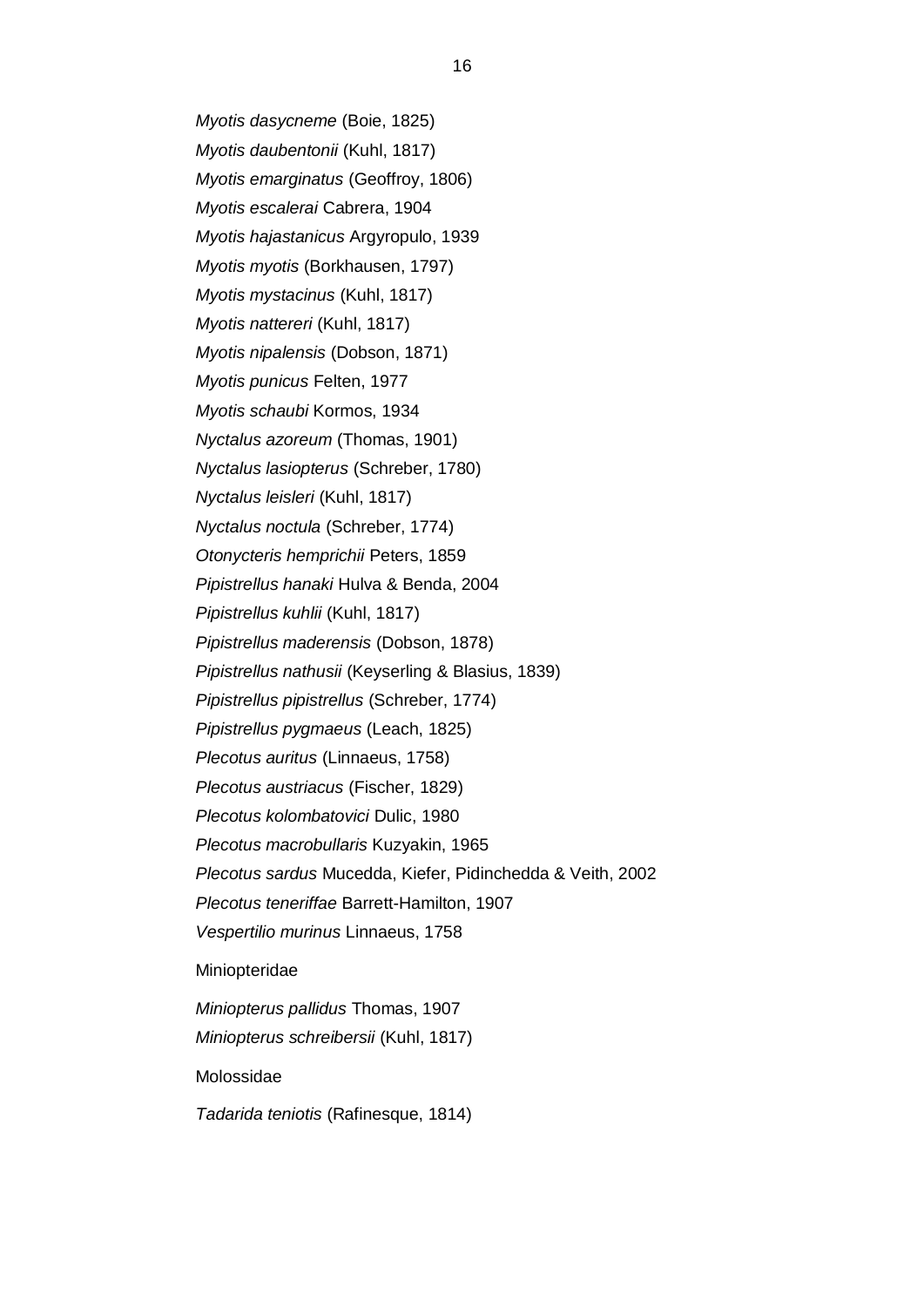*Myotis dasycneme* (Boie, 1825)

*Myotis daubentonii* (Kuhl, 1817)

*Myotis emarginatus* (Geoffroy, 1806)

*Myotis escalerai* Cabrera, 1904

*Myotis hajastanicus* Argyropulo, 1939

*Myotis myotis* (Borkhausen, 1797)

*Myotis mystacinus* (Kuhl, 1817)

*Myotis nattereri* (Kuhl, 1817)

*Myotis nipalensis* (Dobson, 1871)

*Myotis punicus* Felten, 1977

*Myotis schaubi* Kormos, 1934

*Nyctalus azoreum* (Thomas, 1901)

*Nyctalus lasiopterus* (Schreber, 1780)

*Nyctalus leisleri* (Kuhl, 1817)

*Nyctalus noctula* (Schreber, 1774)

*Otonycteris hemprichii* Peters, 1859

*Pipistrellus hanaki* Hulva & Benda, 2004

*Pipistrellus kuhlii* (Kuhl, 1817)

*Pipistrellus maderensis* (Dobson, 1878)

*Pipistrellus nathusii* (Keyserling & Blasius, 1839)

*Pipistrellus pipistrellus* (Schreber, 1774)

*Pipistrellus pygmaeus* (Leach, 1825)

*Plecotus auritus* (Linnaeus, 1758)

*Plecotus austriacus* (Fischer, 1829)

*Plecotus kolombatovici* Dulic, 1980

*Plecotus macrobullaris* Kuzyakin, 1965

*Plecotus sardus* Mucedda, Kiefer, Pidinchedda & Veith, 2002

*Plecotus teneriffae* Barrett-Hamilton, 1907

*Vespertilio murinus* Linnaeus, 1758

Miniopteridae

*Miniopterus pallidus* Thomas, 1907

*Miniopterus schreibersii* (Kuhl, 1817)

Molossidae

*Tadarida teniotis* (Rafinesque, 1814)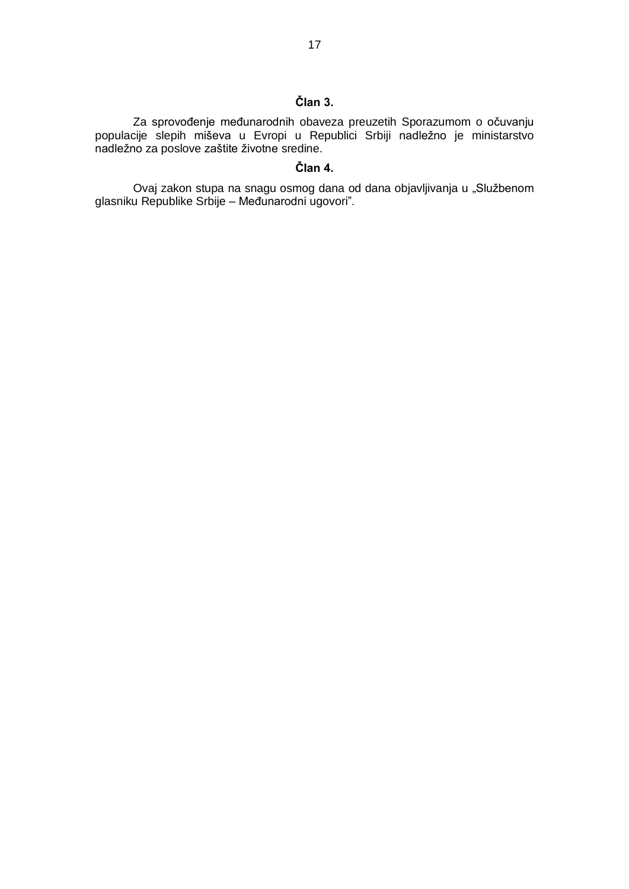### Član 3.

Za sprovođenje međunarodnih obaveza preuzetih Sporazumom o očuvanju populacije slepih miševa u Evropi u Republici Srbiji nadležno je ministarstvo nadležno za poslove zaštite životne sredine.

### Član 4.

Ovaj zakon stupa na snagu osmog dana od dana objavljivanja u „Službenom glasniku Republike Srbije – Međunarodni ugovori”.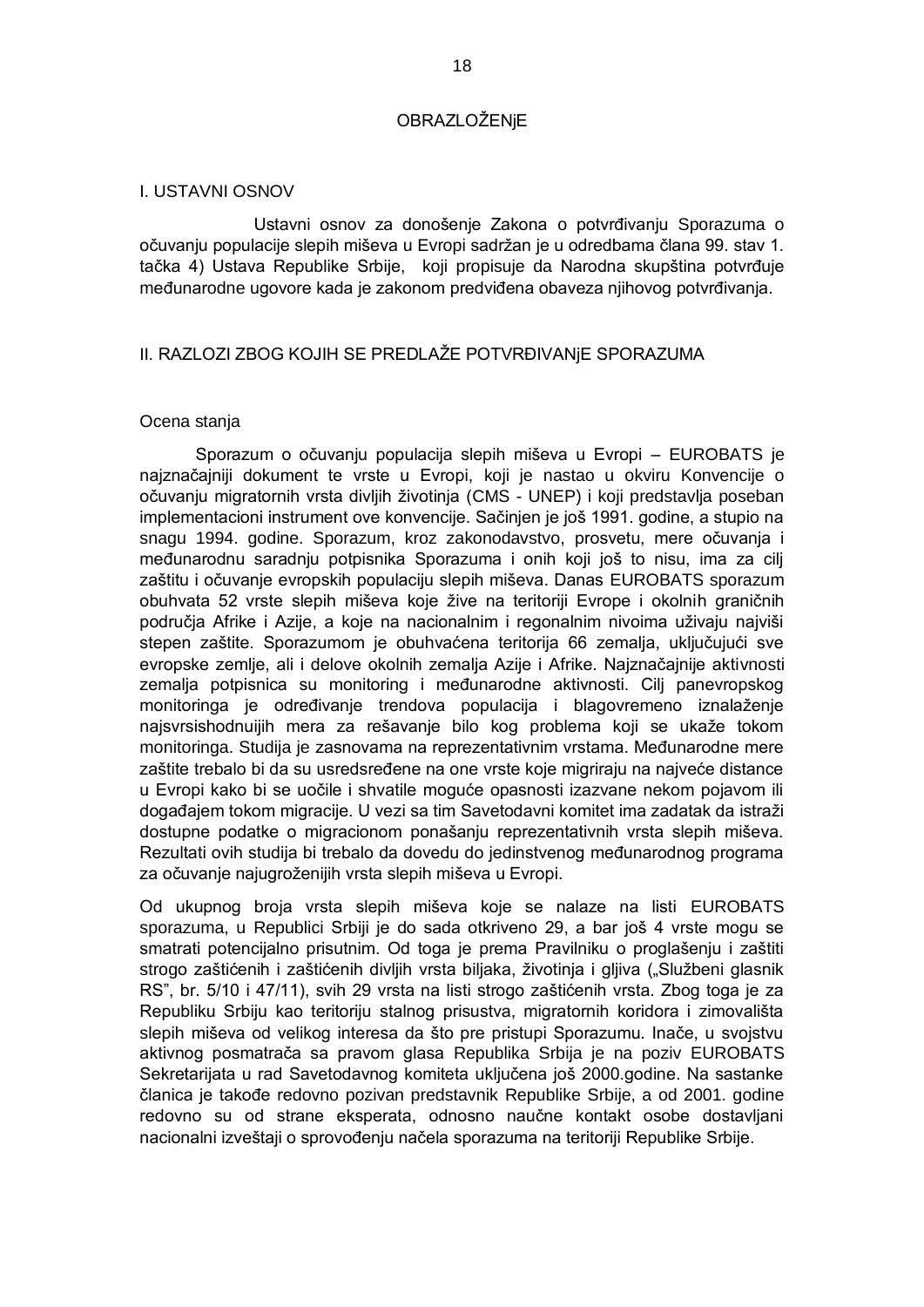# OBRAZLOŽENjE

## I. USTAVNI OSNOV

Ustavni osnov za donošenje Zakona o potvrđivanju Sporazuma o očuvanju populacije slepih miševa u Evropi sadržan je u odredbama člana 99. stav 1. tačka 4) Ustava Republike Srbije, koji propisuje da Narodna skupština potvrđuje međunarodne ugovore kada je zakonom predviđena obaveza njihovog potvrđivanja.

## II. RAZLOZI ZBOG KOJIH SE PREDLAŽE POTVRĐIVANjE SPORAZUMA

### Ocena stanja

Sporazum o očuvanju populacija slepih miševa u Evropi – EUROBATS je najznačajniji dokument te vrste u Evropi, koji je nastao u okviru Konvencije o očuvanju migratornih vrsta divljih životinja (CMS - UNEP) i koji predstavlja poseban implementacioni instrument ove konvencije. Sačinjen je još 1991. godine, a stupio na snagu 1994. godine. Sporazum, kroz zakonodavstvo, prosvetu, mere očuvanja i međunarodnu saradnju potpisnika Sporazuma i onih koji još to nisu, ima za cilj zaštitu i očuvanje evropskih populaciju slepih miševa. Danas EUROBATS sporazum obuhvata 52 vrste slepih miševa koje žive na teritoriji Evrope i okolnih graničnih područja Afrike i Azije, a koje na nacionalnim i regonalnim nivoima uživaju najviši stepen zaštite. Sporazumom je obuhvaćena teritorija 66 zemalja, uključujući sve evropske zemlje, ali i delove okolnih zemalja Azije i Afrike. Najznačajnije aktivnosti zemalja potpisnica su monitoring i međunarodne aktivnosti. Cilj panevropskog monitoringa je određivanje trendova populacija i blagovremeno iznalaženje najsvrsishodnuijih mera za rešavanje bilo kog problema koji se ukaže tokom monitoringa. Studija je zasnovama na reprezentativnim vrstama. Međunarodne mere zaštite trebalo bi da su usredsređene na one vrste koje migriraju na najveće distance u Evropi kako bi se uočile i shvatile moguće opasnosti izazvane nekom pojavom ili događajem tokom migracije. U vezi sa tim Savetodavni komitet ima zadatak da istraži dostupne podatke o migracionom ponašanju reprezentativnih vrsta slepih miševa. Rezultati ovih studija bi trebalo da dovedu do jedinstvenog međunarodnog programa za očuvanje najugroženijih vrsta slepih miševa u Evropi.

Od ukupnog broja vrsta slepih miševa koje se nalaze na listi EUROBATS sporazuma, u Republici Srbiji je do sada otkriveno 29, a bar još 4 vrste mogu se smatrati potencijalno prisutnim. Od toga je prema Pravilniku o proglašenju i zaštiti strogo zaštićenih i zaštićenih divljih vrsta biljaka, životinja i gljiva („Službeni glasnik RS", br. 5/10 i 47/11), svih 29 vrsta na listi strogo zaštićenih vrsta. Zbog toga je za Republiku Srbiju kao teritoriju stalnog prisustva, migratornih koridora i zimovališta slepih miševa od velikog interesa da što pre pristupi Sporazumu. Inače, u svojstvu aktivnog posmatrača sa pravom glasa Republika Srbija je na poziv EUROBATS Sekretarijata u rad Savetodavnog komiteta uključena još 2000.godine. Na sastanke članica je takođe redovno pozivan predstavnik Republike Srbije, a od 2001. godine redovno su od strane eksperata, odnosno naučne kontakt osobe dostavljani nacionalni izveštaji o sprovođenju načela sporazuma na teritoriji Republike Srbije.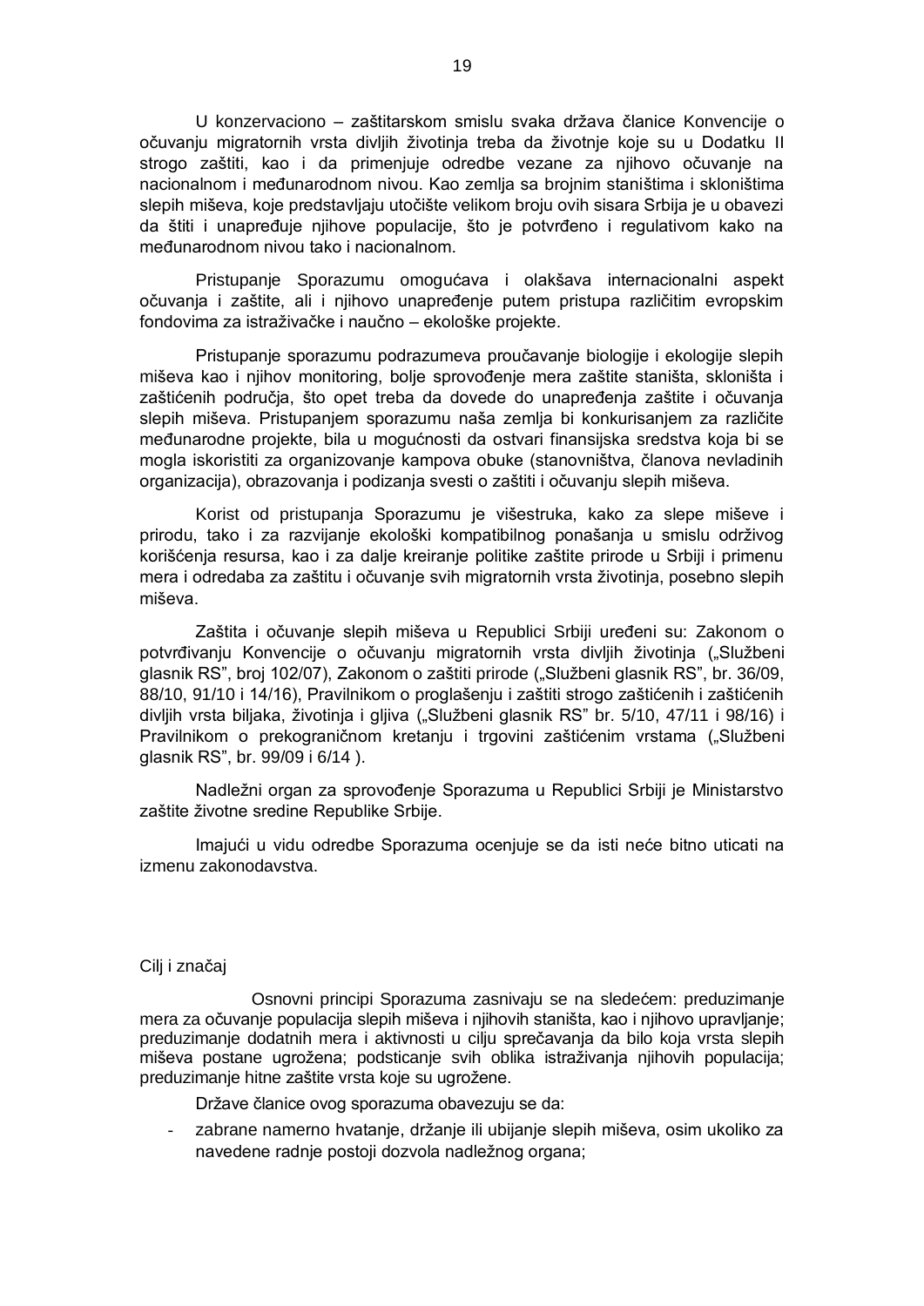U konzervaciono – zaštitarskom smislu svaka država članice Konvencije o očuvanju migratornih vrsta divljih životinja treba da životnje koje su u Dodatku II strogo zaštiti, kao i da primenjuje odredbe vezane za njihovo očuvanje na nacionalnom i međunarodnom nivou. Kao zemlja sa brojnim staništima i skloništima slepih miševa, koje predstavljaju utočište velikom broju ovih sisara Srbija je u obavezi da štiti i unapređuje njihove populacije, što je potvrđeno i regulativom kako na međunarodnom nivou tako i nacionalnom.

Pristupanje Sporazumu omogućava i olakšava internacionalni aspekt očuvanja i zaštite, ali i njihovo unapređenje putem pristupa različitim evropskim fondovima za istraživačke i naučno – ekološke projekte.

Pristupanje sporazumu podrazumeva proučavanje biologije i ekologije slepih miševa kao i njihov monitoring, bolje sprovođenje mera zaštite staništa, skloništa i zaštićenih područja, što opet treba da dovede do unapređenja zaštite i očuvanja slepih miševa. Pristupanjem sporazumu naša zemlja bi konkurisanjem za različite međunarodne projekte, bila u mogućnosti da ostvari finansijska sredstva koja bi se mogla iskoristiti za organizovanje kampova obuke (stanovništva, članova nevladinih organizacija), obrazovanja i podizanja svesti o zaštiti i očuvanju slepih miševa.

Korist od pristupanja Sporazumu je višestruka, kako za slepe miševe i prirodu, tako i za razvijanje ekološki kompatibilnog ponašanja u smislu održivog korišćenja resursa, kao i za dalje kreiranje politike zaštite prirode u Srbiji i primenu mera i odredaba za zaštitu i očuvanje svih migratornih vrsta životinja, posebno slepih miševa.

Zaštita i očuvanje slepih miševa u Republici Srbiji uređeni su: Zakonom o potvrđivanju Konvencije o očuvanju migratornih vrsta divljih životinja („Službeni glasnik RS", broj 102/07), Zakonom o zaštiti prirode („Službeni glasnik RS", br. 36/09, 88/10, 91/10 i 14/16), Pravilnikom o proglašenju i zaštiti strogo zaštićenih i zaštićenih divljih vrsta biljaka, životinja i gljiva („Službeni glasnik RS" br. 5/10, 47/11 i 98/16) i Pravilnikom o prekograničnom kretanju i trgovini zaštićenim vrstama („Službeni glasnik RS", br. 99/09 i 6/14 ).

Nadležni organ za sprovođenje Sporazuma u Republici Srbiji je Ministarstvo zaštite životne sredine Republike Srbije.

Imajući u vidu odredbe Sporazuma ocenjuje se da isti neće bitno uticati na izmenu zakonodavstva.

Cilj i značaj

Osnovni principi Sporazuma zasnivaju se na sledećem: preduzimanje mera za očuvanje populacija slepih miševa i njihovih staništa, kao i njihovo upravljanje; preduzimanje dodatnih mera i aktivnosti u cilju sprečavanja da bilo koja vrsta slepih miševa postane ugrožena; podsticanje svih oblika istraživanja njihovih populacija; preduzimanje hitne zaštite vrsta koje su ugrožene.

Države članice ovog sporazuma obavezuju se da:

- zabrane namerno hvatanje, držanje ili ubijanje slepih miševa, osim ukoliko za navedene radnje postoji dozvola nadležnog organa;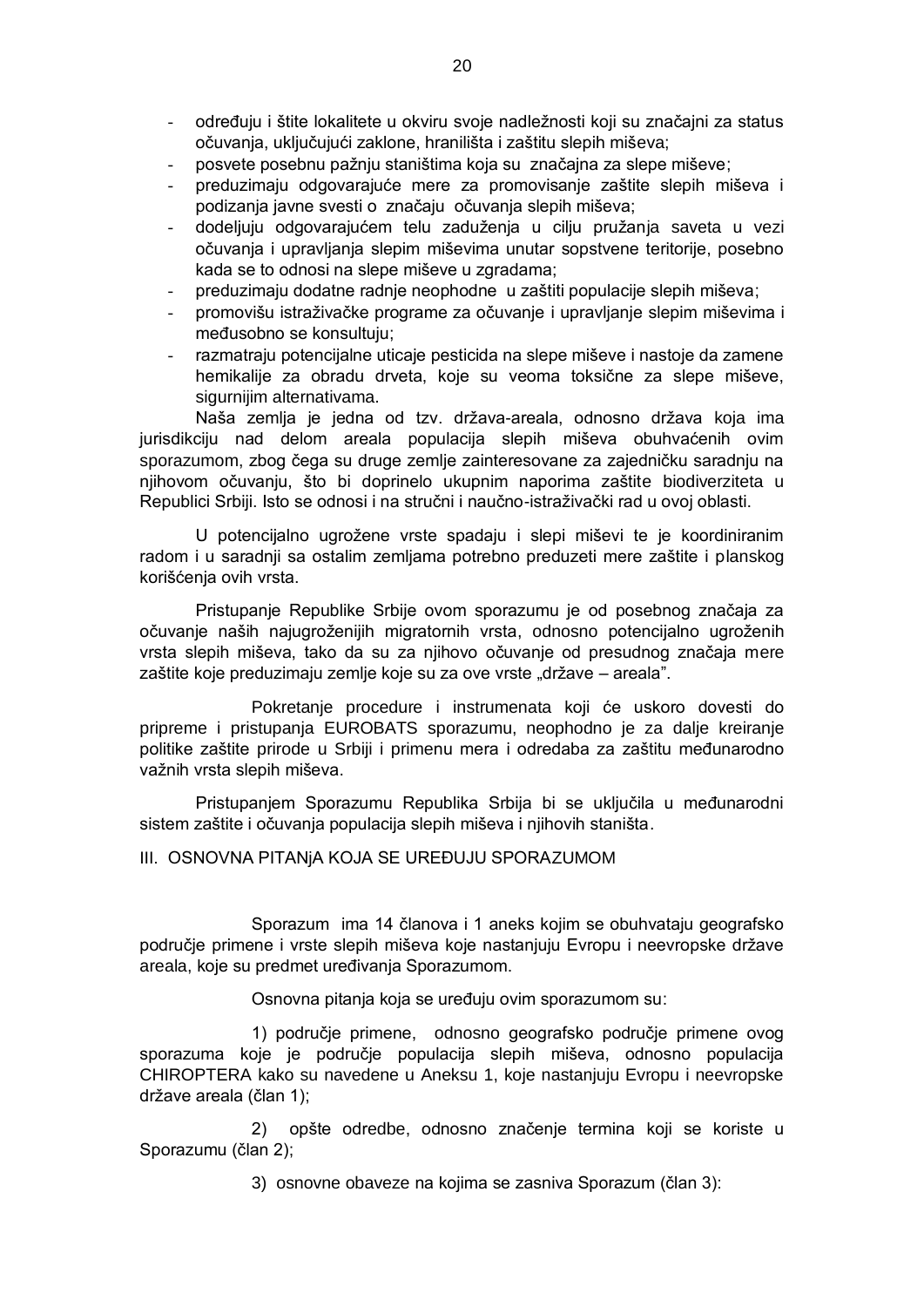- određuju i štite lokalitete u okviru svoje nadležnosti koji su značajni za status očuvanja, uključujući zaklone, hraništa i zaštitu slepih miševa;
- posvete posebnu pažnju staništima koja su značajna za slepe miševe;
- preduzimaju odgovarajuće mere za promovisanje zaštite slepih miševa i podizanja javne svesti o značaju očuvanja slepih miševa;
- dodeljuju odgovarajućem telu zaduženja u cilju pružanja saveta u vezi očuvanja i upravljanja slepim miševima unutar sopstvene teritorije, posebno kada se to odnosi na slepe miševe u zgradama;
- preduzimaju dodatne radnje neophodne u zaštiti populacije slepih miševa;
- promovišu istraživačke programe za očuvanje i upravljanje slepim miševima i međusobno se konsultuju;
- razmatraju potencijalne uticaje pesticida na slepe miševe i nastoje da zamene hemikalije za obradu drveta, koje su veoma toksične za slepe miševe, sigurnijim alternativama.

Naša zemlja je jedna od tzv. država-areala, odnosno država koja ima jurisdikciju nad delom areala populacija slepih miševa obuhvaćenih ovim sporazumom, zbog čega su druge zemlje zainteresovane za zajedničku saradnju na njihovom očuvanju, što bi doprinelo ukupnim naporima zaštite biodiverziteta u Republici Srbiji. Isto se odnosi i na stručni i naučno-istraživački rad u ovoj oblasti.

U potencijalno ugrožene vrste spadaju i slepi miševi te je koordiniranim radom i u saradnji sa ostalim zemljama potrebno preduzeti mere zaštite i planskog korišćenja ovih vrsta.

Pristupanje Republike Srbije ovom sporazumu je od posebnog značaja za očuvanje naših najugroženijih migratornih vrsta, odnosno potencijalno ugroženih vrsta slepih miševa, tako da su za njihovo očuvanje od presudnog značaja mere zaštite koje preduzimaju zemlje koje su za ove vrste „države – areala".

Pokretanje procedure i instrumenata koji će uskoro dovesti do pripreme i pristupanja EUROBATS sporazumu, neophodno je za dalje kreiranje politike zaštite prirode u Srbiji i primenu mera i odredaba za zaštitu međunarodno važnih vrsta slepih miševa.

Pristupanjem Sporazumu Republika Srbija bi se uključila u međunarodni sistem zaštite i očuvanja populacija slepih miševa i njihovih staništa.

## III. OSNOVNA PITANjA KOJA SE UREĐUJU SPORAZUMOM

Sporazum ima 14 članova i 1 aneks kojim se obuhvataju geografsko područje primene i vrste slepih miševa koje nastanjuju Evropu i neevropske države areala, koje su predmet uređivanja Sporazumom.

Osnovna pitanja koja se uređuju ovim sporazumom su:

1) područje primene, odnosno geografsko područje primene ovog sporazuma koje je područje populacija slepih miševa, odnosno populacija CHIROPTERA kako su navedene u Aneksu 1, koje nastanjuju Evropu i neevropske države areala (član 1);

2) opšte odredbe, odnosno značenje termina koji se koriste u Sporazumu (član 2);

3) osnovne obaveze na kojima se zasniva Sporazum (član 3):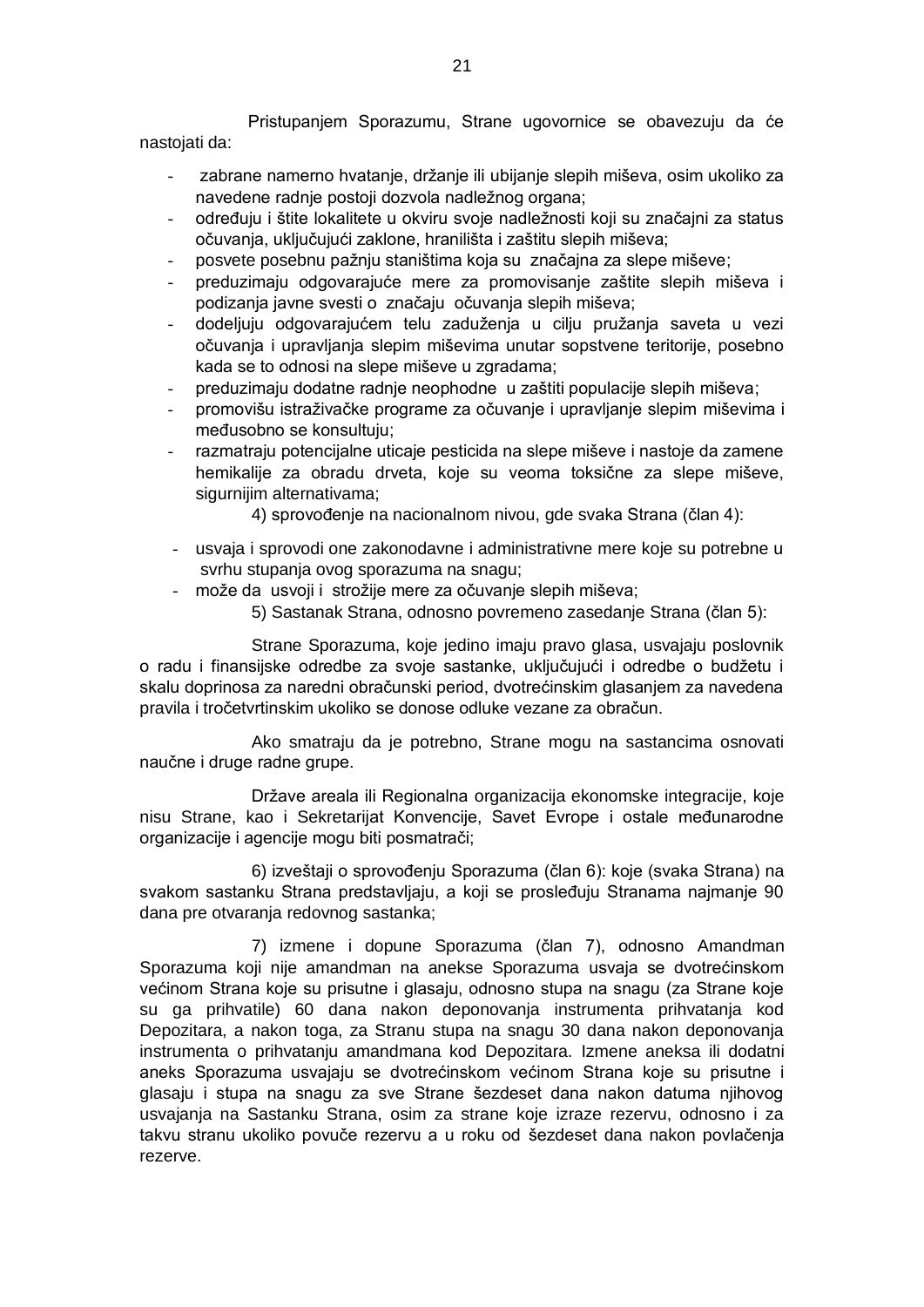Pristupanjem Sporazumu, Strane ugovornice se obavezuju da će nastojati da:

- zabrane namerno hvatanje, držanje ili ubijanje slepih miševa, osim ukoliko za navedene radnje postoji dozvola nadležnog organa;
- određuju i štite lokalitete u okviru svoje nadležnosti koji su značajni za status očuvanja, uključujući zaklone, hranilišta i zaštitu slepih miševa;
- posvete posebnu pažnju staništima koja su značajna za slepe miševe;
- preduzimaju odgovarajuće mere za promovisanje zaštite slepih miševa i podizanja javne svesti o značaju očuvanja slepih miševa;
- dodeljuju odgovarajućem telu zaduženja u cilju pružanja saveta u vezi očuvanja i upravljanja slepim miševima unutar sopstvene teritorije, posebno kada se to odnosi na slepe miševe u zgradama;
- preduzimaju dodatne radnje neophodne u zaštiti populacije slepih miševa;
- promovišu istraživačke programe za očuvanje i upravljanje slepim miševima i međusobno se konsultuju;
- razmatraju potencijalne uticaje pesticida na slepe miševe i nastoje da zamene hemikalije za obradu drveta, koje su veoma toksične za slepe miševe, sigurnijim alternativama;

4) sprovođenje na nacionalnom nivou, gde svaka Strana (član 4):

- usvaja i sprovodi one zakonodavne i administrativne mere koje su potrebne u svrhu stupanja ovog sporazuma na snagu;
- može da usvoji i strožije mere za očuvanje slepih miševa;

5) Sastanak Strana, odnosno povremeno zasedanje Strana (član 5):

Strane Sporazuma, koje jedino imaju pravo glasa, usvajaju poslovnik o radu i finansijske odredbe za svoje sastanke, uključujući i odredbe o budžetu i skalu doprinosa za naredni obračunski period, dvotrećinskim glasanjem za navedena pravila i tročetvrtinskim ukoliko se donose odluke vezane za obračun.

Ako smatraju da je potrebno, Strane mogu na sastancima osnovati naučne i druge radne grupe.

Države areala ili Regionalna organizacija ekonomske integracije, koje nisu Strane, kao i Sekretarijat Konvencije, Savet Evrope i ostale međunarodne organizacije i agencije mogu biti posmatrači;

6) izveštaji o sprovođenju Sporazuma (član 6): koje (svaka Strana) na svakom sastanku Strana predstavljaju, a koji se prosleđuju Stranama najmanje 90 dana pre otvaranja redovnog sastanka;

7) izmene i dopune Sporazuma (član 7), odnosno Amandman Sporazuma koji nije amandman na anekse Sporazuma usvaja se dvotrećinskom većinom Strana koje su prisutne i glasaju, odnosno stupa na snagu (za Strane koje su ga prihvatile) 60 dana nakon deponovanja instrumenta prihvatanja kod Depozitara, a nakon toga, za Stranu stupa na snagu 30 dana nakon deponovanja instrumenta o prihvatanju amandmana kod Depozitara. Izmene aneksa ili dodatni aneks Sporazuma usvajaju se dvotrećinskom većinom Strana koje su prisutne i glasaju i stupa na snagu za sve Strane šezdeset dana nakon datuma njihovog usvajanja na Sastanku Strana, osim za strane koje izraze rezervu, odnosno i za takvu stranu ukoliko povuče rezervu a u roku od šezdeset dana nakon povlačenja rezerve.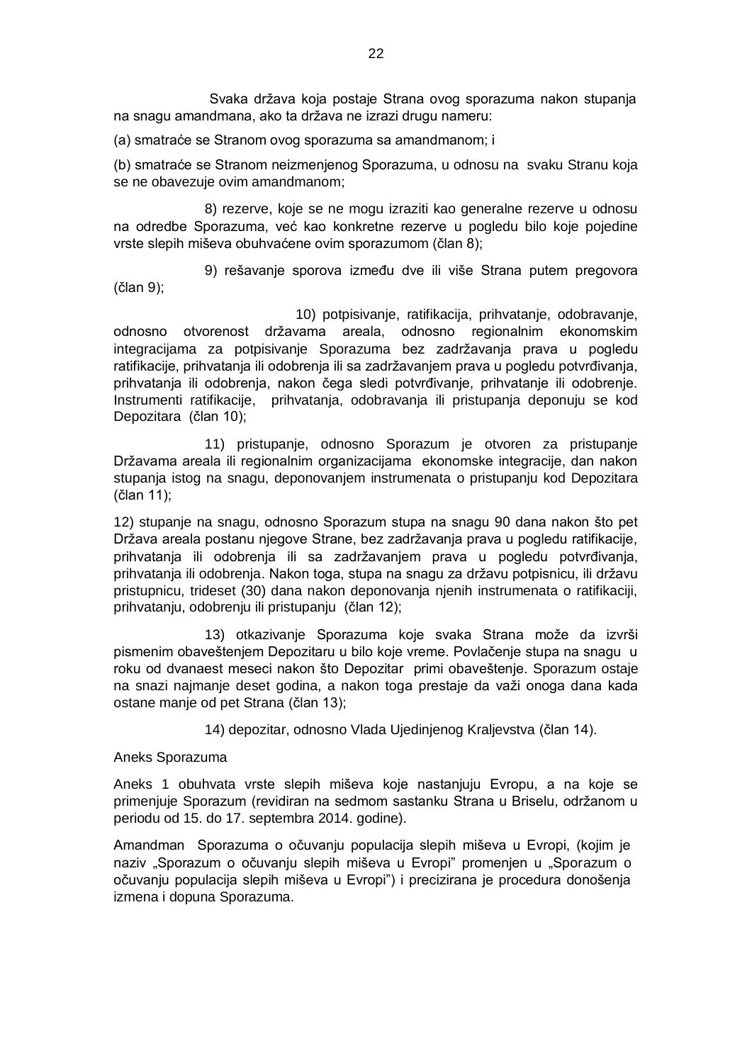Svaka država koja postaje Strana ovog sporazuma nakon stupanja na snagu amandmana, ako ta država ne izrazi drugu nameru:

(a) smatraće se Stranom ovog sporazuma sa amandmanom; i

(b) smatraće se Stranom neizmenjenog Sporazuma, u odnosu na svaku Stranu koja se ne obavezuje ovim amandmanom;

8) rezerve, koje se ne mogu izraziti kao generalne rezerve u odnosu na odredbe Sporazuma, već kao konkretne rezerve u pogledu bilo koje pojedine vrste slepih miševa obuhvaćene ovim sporazumom (član 8);

9) rešavanje sporova između dve ili više Strana putem pregovora (član 9);

10) potpisivanje, ratifikacija, prihvatanje, odobravanje, odnosno otvorenost državama areala, odnosno regionalnim ekonomskim integracijama za potpisivanje Sporazuma bez zadržavanja prava u pogledu ratifikacije, prihvatanja ili odobrenja ili sa zadržavanjem prava u pogledu potvrđivanja, prihvatanja ili odobrenja, nakon čega sledi potvrđivanje, prihvatanje ili odobrenje. Instrumenti ratifikacije, prihvatanja, odobravanja ili pristupanja deponuju se kod Depozitara (član 10);

11) pristupanje, odnosno Sporazum je otvoren za pristupanje Državama areala ili regionalnim organizacijama ekonomske integracije, dan nakon stupanja istog na snagu, deponovanjem instrumenata o pristupanju kod Depozitara (član 11);

12) stupanje na snagu, odnosno Sporazum stupa na snagu 90 dana nakon što pet Država areala postanu njegove Strane, bez zadržavanja prava u pogledu ratifikacije, prihvatanja ili odobrenja ili sa zadržavanjem prava u pogledu potvrđivanja, prihvatanja ili odobrenja. Nakon toga, stupa na snagu za državu potpisnicu, ili državu pristupnicu, trideset (30) dana nakon deponovanja njenih instrumenata o ratifikaciji, prihvatanju, odobrenju ili pristupanju (član 12);

13) otkazivanje Sporazuma koje svaka Strana može da izvrši pismenim obaveštenjem Depozitaru u bilo koje vreme. Povlačenje stupa na snagu u roku od dvanaest meseci nakon što Depozitar primi obaveštenje. Sporazum ostaje na snazi najmanje deset godina, a nakon toga prestaje da važi onoga dana kada ostane manje od pet Strana (član 13);

14) depozitar, odnosno Vlada Ujedinjenog Kraljevstva (član 14).

Aneks Sporazuma

Aneks 1 obuhvata vrste slepih miševa koje nastanjuju Evropu, a na koje se primenjuje Sporazum (revidiran na sedmom sastanku Strana u Briselu, održanom u periodu od 15. do 17. septembra 2014. godine).

Amandman Sporazuma o očuvanju populacija slepih miševa u Evropi, (kojim je naziv „Sporazum o očuvanju slepih miševa u Evropi" promenjen u „Sporazum o očuvanju populacija slepih miševa u Evropi") i precizirana je procedura donošenja izmena i dopuna Sporazuma.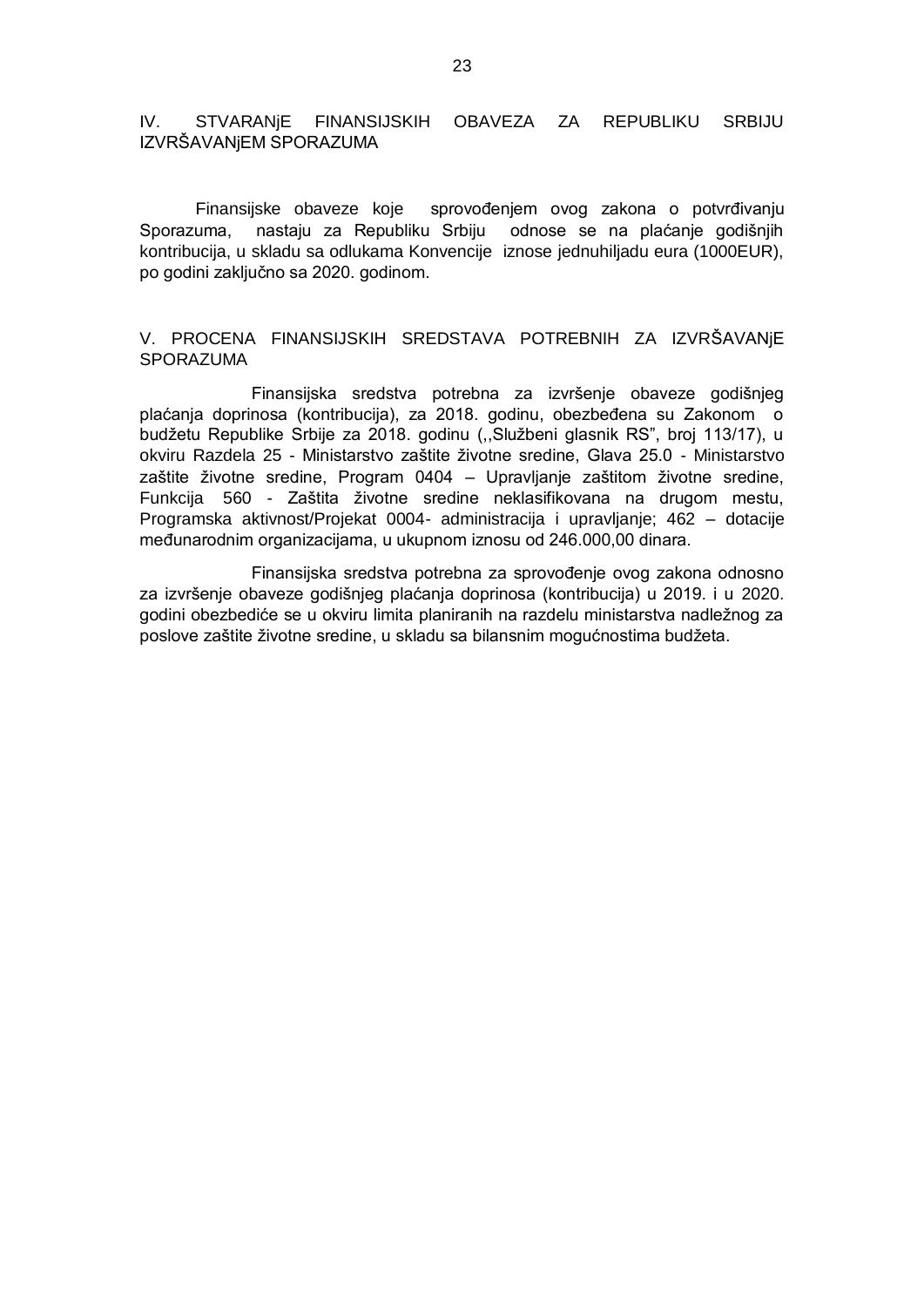## IV. STVARANjE FINANSIJSKIH OBAVEZA ZA REPUBLIKU SRBIJU IZVRŠAVANjEM SPORAZUMA

Finansijske obaveze koje sprovođenjem ovog zakona o potvrđivanju Sporazuma, nastaju za Republiku Srbiju odnose se na plaćanje godišnjih kontribucija, u skladu sa odlukama Konvencije iznose jednuhiljadu eura (1000EUR), po godini zaključno sa 2020. godinom.

## V. PROCENA FINANSIJSKIH SREDSTAVA POTREBNIH ZA IZVRŠAVANjE SPORAZUMA

Finansijska sredstva potrebna za izvršenje obaveze godišnjeg plaćanja doprinosa (kontribucija), za 2018. godinu, obezbeđena su Zakonom o budžetu Republike Srbije za 2018. godinu (,,Službeni glasnik RS", broj 113/17), u okviru Razdela 25 - Ministarstvo zaštite životne sredine, Glava 25.0 - Ministarstvo zaštite životne sredine, Program 0404 – Upravljanje zaštitom životne sredine, Funkcija 560 - Zaštita životne sredine neklasifikovana na drugom mestu, Programska aktivnost/Projekat 0004- administracija i upravljanje; 462 – dotacije međunarodnim organizacijama, u ukupnom iznosu od 246.000,00 dinara.

Finansijska sredstva potrebna za sprovođenje ovog zakona odnosno za izvršenje obaveze godišnjeg plaćanja doprinosa (kontribucija) u 2019. i u 2020. godini obezbediće se u okviru limita planiranih na razdelu ministarstva nadležnog za poslove zaštite životne sredine, u skladu sa bilansnim mogućnostima budžeta.